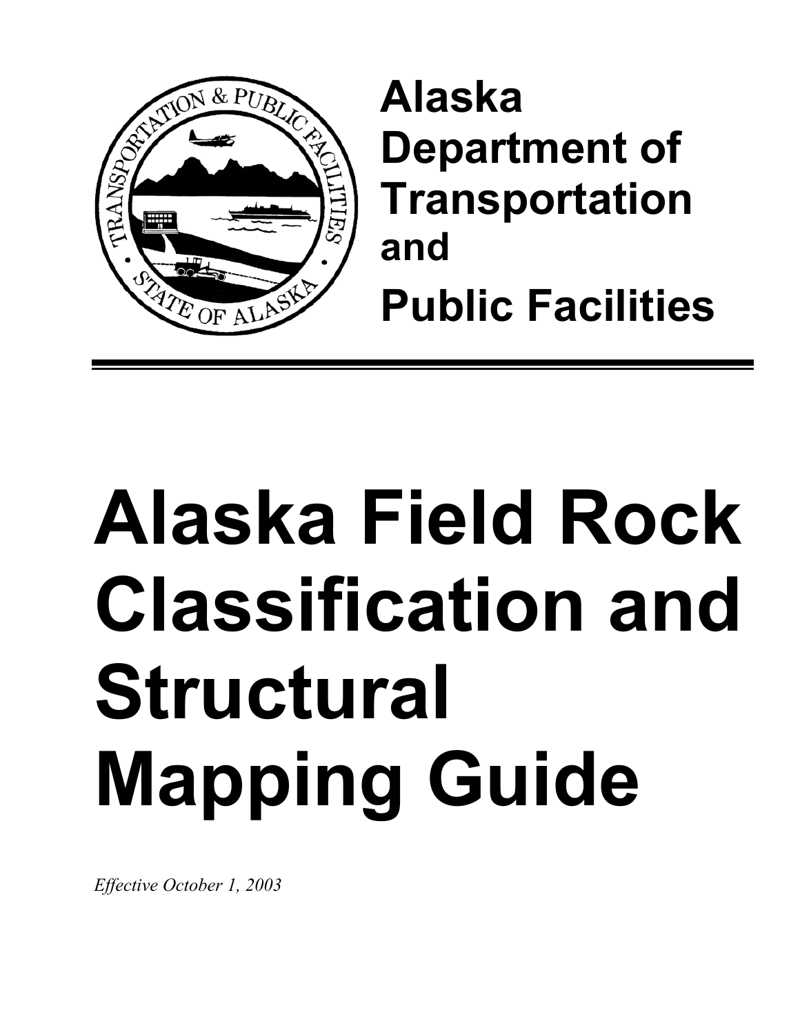Alaska
Department of
Transportation
and
Public Facilities

---

# Alaska Field Rock Classification and Structural Mapping Guide

*Effective October 1, 2003*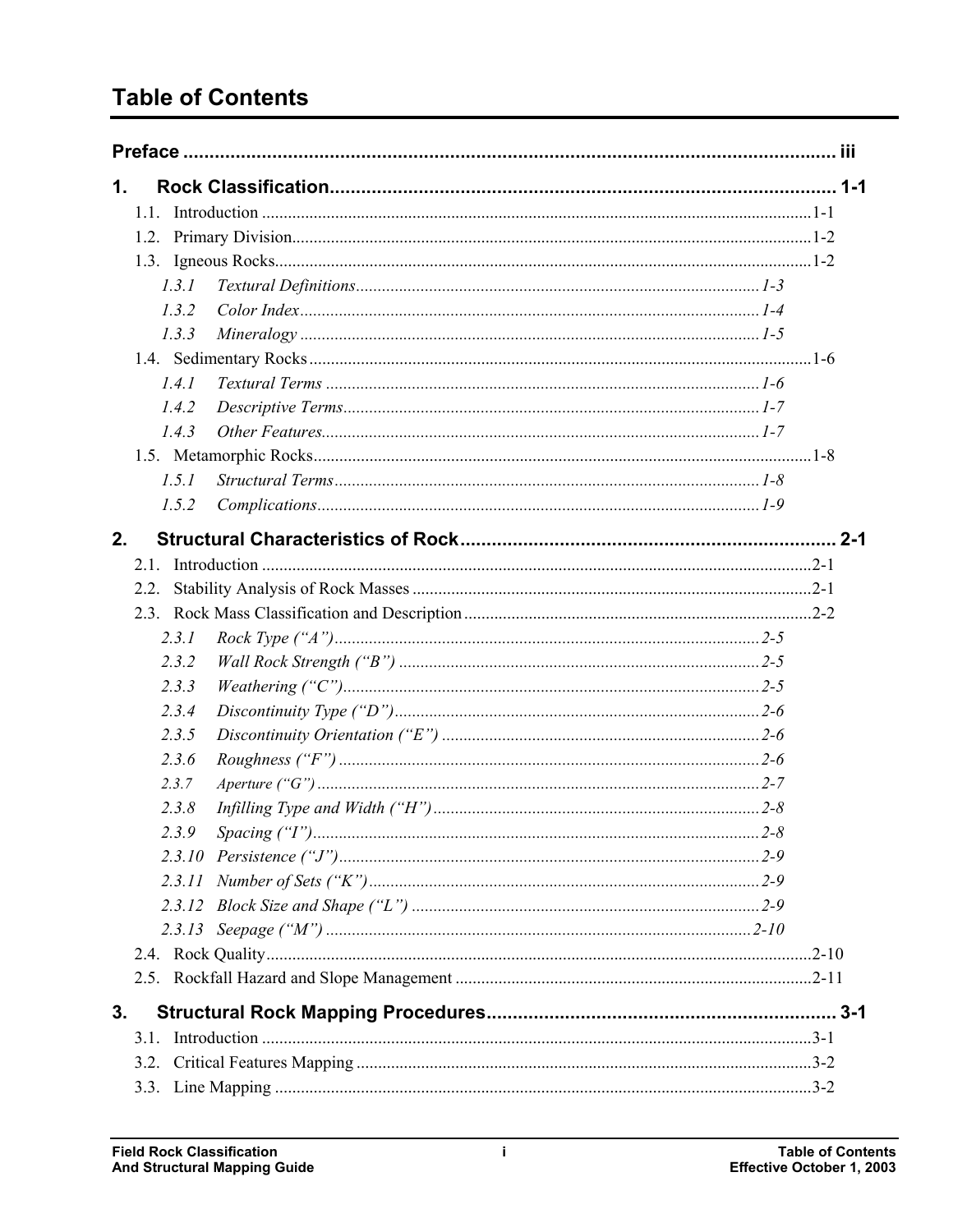# Table of Contents

**Preface** ............................................................................................................................ **iii**

**1. Rock Classification** .................................................................................................. **1-1**

- 1.1. Introduction ........................................................................................................1-1
- 1.2. Primary Division..................................................................................................1-2
- 1.3. Igneous Rocks......................................................................................................1-2
  - *1.3.1 Textural Definitions*........................................................................*1-3*
  - *1.3.2 Color Index*......................................................................................*1-4*
  - *1.3.3 Mineralogy* ......................................................................................*1-5*
- 1.4. Sedimentary Rocks ..............................................................................................1-6
  - *1.4.1 Textural Terms* ................................................................................*1-6*
  - *1.4.2 Descriptive Terms*...........................................................................*1-7*
  - *1.4.3 Other Features*.................................................................................*1-7*
- 1.5. Metamorphic Rocks.............................................................................................1-8
  - *1.5.1 Structural Terms*..............................................................................*1-8*
  - *1.5.2 Complications*..................................................................................*1-9*

**2. Structural Characteristics of Rock** ....................................................................... **2-1**

- 2.1. Introduction ........................................................................................................2-1
- 2.2. Stability Analysis of Rock Masses .....................................................................2-1
- 2.3. Rock Mass Classification and Description ........................................................2-2
  - *2.3.1 Rock Type (“A”)*..............................................................................*2-5*
  - *2.3.2 Wall Rock Strength (“B”)* ...............................................................*2-5*
  - *2.3.3 Weathering (“C”)*............................................................................*2-5*
  - *2.3.4 Discontinuity Type (“D”)*................................................................*2-6*
  - *2.3.5 Discontinuity Orientation (“E”)* .....................................................*2-6*
  - *2.3.6 Roughness (“F”)* .............................................................................*2-6*
  - *2.3.7 Aperture (“G”)* ................................................................................*2-7*
  - *2.3.8 Infilling Type and Width (“H”)* ......................................................*2-8*
  - *2.3.9 Spacing (“I”)*...................................................................................*2-8*
  - *2.3.10 Persistence (“J”)*............................................................................*2-9*
  - *2.3.11 Number of Sets (“K”)*....................................................................*2-9*
  - *2.3.12 Block Size and Shape (“L”)* ..........................................................*2-9*
  - *2.3.13 Seepage (“M”)* ..............................................................................*2-10*
- 2.4. Rock Quality.......................................................................................................2-10
- 2.5. Rockfall Hazard and Slope Management ..........................................................2-11

**3. Structural Rock Mapping Procedures** .................................................................. **3-1**

- 3.1. Introduction ........................................................................................................3-1
- 3.2. Critical Features Mapping ..................................................................................3-2
- 3.3. Line Mapping .....................................................................................................3-2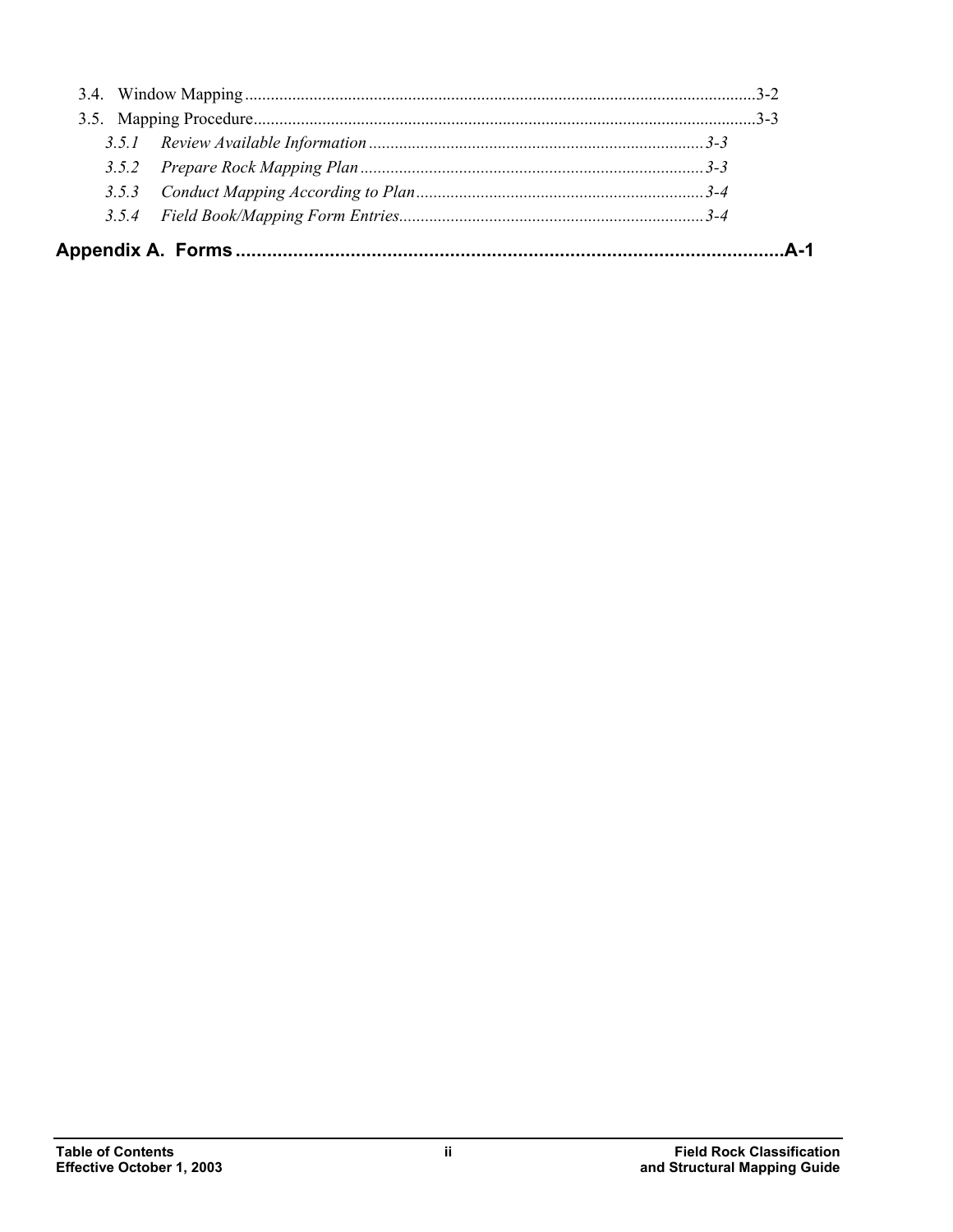3.4. Window Mapping ......................................................................................................................3-2

3.5. Mapping Procedure.....................................................................................................................3-3

*3.5.1 Review Available Information ..............................................................................3-3*

*3.5.2 Prepare Rock Mapping Plan ................................................................................3-3*

*3.5.3 Conduct Mapping According to Plan...................................................................3-4*

*3.5.4 Field Book/Mapping Form Entries.......................................................................3-4*

**Appendix A. Forms ..........................................................................................................A-1**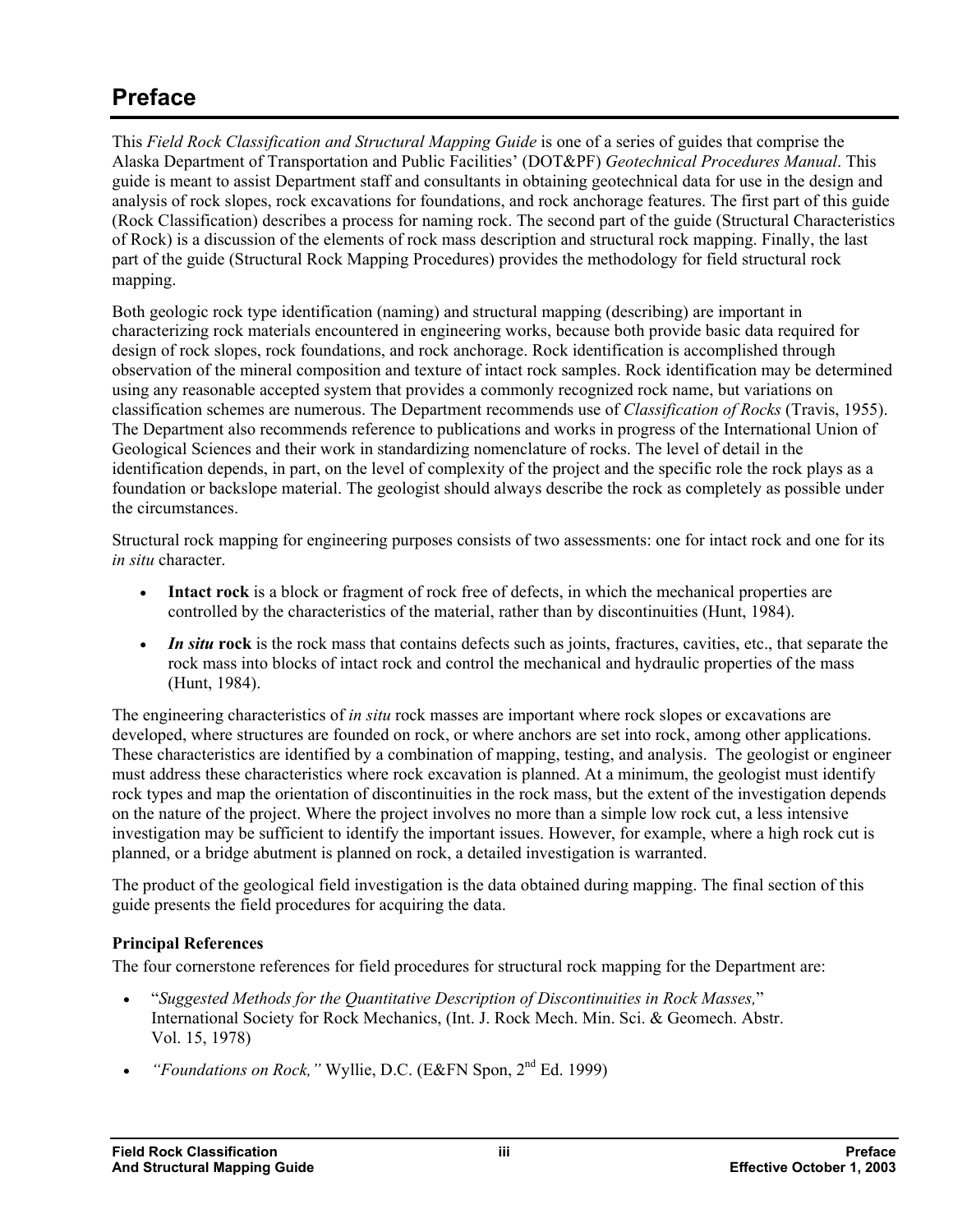# Preface

This *Field Rock Classification and Structural Mapping Guide* is one of a series of guides that comprise the Alaska Department of Transportation and Public Facilities' (DOT&PF) *Geotechnical Procedures Manual*. This guide is meant to assist Department staff and consultants in obtaining geotechnical data for use in the design and analysis of rock slopes, rock excavations for foundations, and rock anchorage features. The first part of this guide (Rock Classification) describes a process for naming rock. The second part of the guide (Structural Characteristics of Rock) is a discussion of the elements of rock mass description and structural rock mapping. Finally, the last part of the guide (Structural Rock Mapping Procedures) provides the methodology for field structural rock mapping.

Both geologic rock type identification (naming) and structural mapping (describing) are important in characterizing rock materials encountered in engineering works, because both provide basic data required for design of rock slopes, rock foundations, and rock anchorage. Rock identification is accomplished through observation of the mineral composition and texture of intact rock samples. Rock identification may be determined using any reasonable accepted system that provides a commonly recognized rock name, but variations on classification schemes are numerous. The Department recommends use of *Classification of Rocks* (Travis, 1955). The Department also recommends reference to publications and works in progress of the International Union of Geological Sciences and their work in standardizing nomenclature of rocks. The level of detail in the identification depends, in part, on the level of complexity of the project and the specific role the rock plays as a foundation or backslope material. The geologist should always describe the rock as completely as possible under the circumstances.

Structural rock mapping for engineering purposes consists of two assessments: one for intact rock and one for its *in situ* character.

- **Intact rock** is a block or fragment of rock free of defects, in which the mechanical properties are controlled by the characteristics of the material, rather than by discontinuities (Hunt, 1984).
- ***In situ* rock** is the rock mass that contains defects such as joints, fractures, cavities, etc., that separate the rock mass into blocks of intact rock and control the mechanical and hydraulic properties of the mass (Hunt, 1984).

The engineering characteristics of *in situ* rock masses are important where rock slopes or excavations are developed, where structures are founded on rock, or where anchors are set into rock, among other applications. These characteristics are identified by a combination of mapping, testing, and analysis. The geologist or engineer must address these characteristics where rock excavation is planned. At a minimum, the geologist must identify rock types and map the orientation of discontinuities in the rock mass, but the extent of the investigation depends on the nature of the project. Where the project involves no more than a simple low rock cut, a less intensive investigation may be sufficient to identify the important issues. However, for example, where a high rock cut is planned, or a bridge abutment is planned on rock, a detailed investigation is warranted.

The product of the geological field investigation is the data obtained during mapping. The final section of this guide presents the field procedures for acquiring the data.

**Principal References**

The four cornerstone references for field procedures for structural rock mapping for the Department are:

- "*Suggested Methods for the Quantitative Description of Discontinuities in Rock Masses,*" International Society for Rock Mechanics, (Int. J. Rock Mech. Min. Sci. & Geomech. Abstr. Vol. 15, 1978)
- *"Foundations on Rock,"* Wyllie, D.C. (E&FN Spon, 2nd Ed. 1999)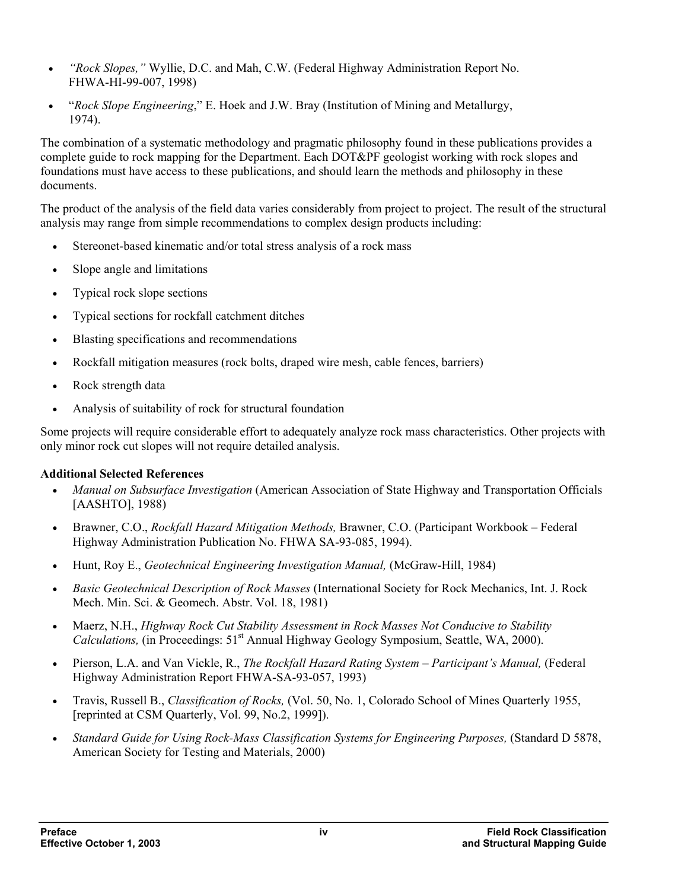- *"Rock Slopes,"* Wyllie, D.C. and Mah, C.W. (Federal Highway Administration Report No. FHWA-HI-99-007, 1998)
- "*Rock Slope Engineering*," E. Hoek and J.W. Bray (Institution of Mining and Metallurgy, 1974).

The combination of a systematic methodology and pragmatic philosophy found in these publications provides a complete guide to rock mapping for the Department. Each DOT&PF geologist working with rock slopes and foundations must have access to these publications, and should learn the methods and philosophy in these documents.

The product of the analysis of the field data varies considerably from project to project. The result of the structural analysis may range from simple recommendations to complex design products including:

- Stereonet-based kinematic and/or total stress analysis of a rock mass
- Slope angle and limitations
- Typical rock slope sections
- Typical sections for rockfall catchment ditches
- Blasting specifications and recommendations
- Rockfall mitigation measures (rock bolts, draped wire mesh, cable fences, barriers)
- Rock strength data
- Analysis of suitability of rock for structural foundation

Some projects will require considerable effort to adequately analyze rock mass characteristics. Other projects with only minor rock cut slopes will not require detailed analysis.

**Additional Selected References**

- *Manual on Subsurface Investigation* (American Association of State Highway and Transportation Officials [AASHTO], 1988)
- Brawner, C.O., *Rockfall Hazard Mitigation Methods,* Brawner, C.O. (Participant Workbook – Federal Highway Administration Publication No. FHWA SA-93-085, 1994).
- Hunt, Roy E., *Geotechnical Engineering Investigation Manual,* (McGraw-Hill, 1984)
- *Basic Geotechnical Description of Rock Masses* (International Society for Rock Mechanics, Int. J. Rock Mech. Min. Sci. & Geomech. Abstr. Vol. 18, 1981)
- Maerz, N.H., *Highway Rock Cut Stability Assessment in Rock Masses Not Conducive to Stability Calculations,* (in Proceedings: 51st Annual Highway Geology Symposium, Seattle, WA, 2000).
- Pierson, L.A. and Van Vickle, R., *The Rockfall Hazard Rating System – Participant's Manual,* (Federal Highway Administration Report FHWA-SA-93-057, 1993)
- Travis, Russell B., *Classification of Rocks,* (Vol. 50, No. 1, Colorado School of Mines Quarterly 1955, [reprinted at CSM Quarterly, Vol. 99, No.2, 1999]).
- *Standard Guide for Using Rock-Mass Classification Systems for Engineering Purposes,* (Standard D 5878, American Society for Testing and Materials, 2000)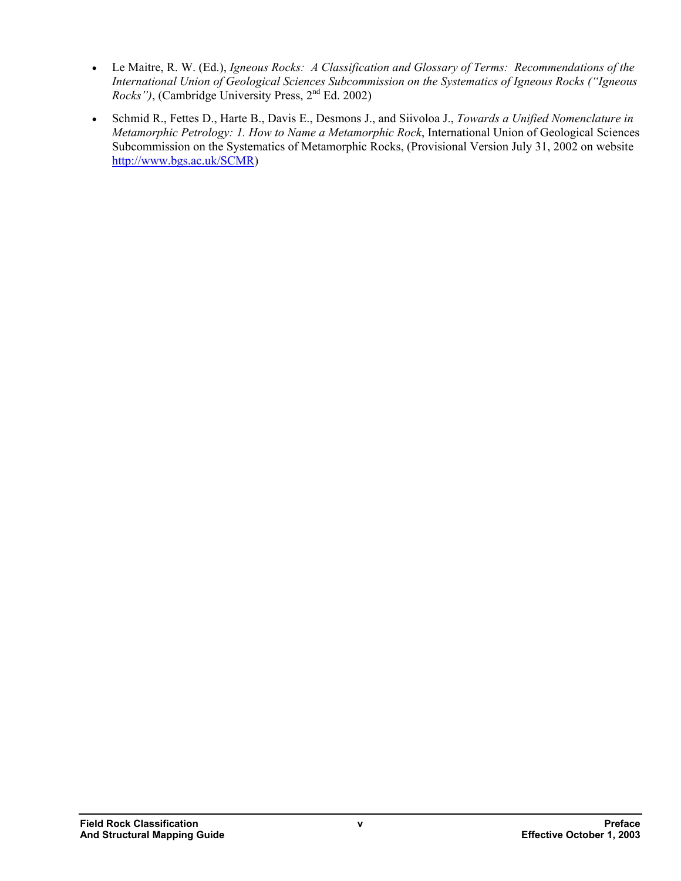- Le Maitre, R. W. (Ed.), *Igneous Rocks: A Classification and Glossary of Terms: Recommendations of the International Union of Geological Sciences Subcommission on the Systematics of Igneous Rocks ("Igneous Rocks")*, (Cambridge University Press, 2nd Ed. 2002)
- Schmid R., Fettes D., Harte B., Davis E., Desmons J., and Siivoloa J., *Towards a Unified Nomenclature in Metamorphic Petrology: 1. How to Name a Metamorphic Rock*, International Union of Geological Sciences Subcommission on the Systematics of Metamorphic Rocks, (Provisional Version July 31, 2002 on website http://www.bgs.ac.uk/SCMR)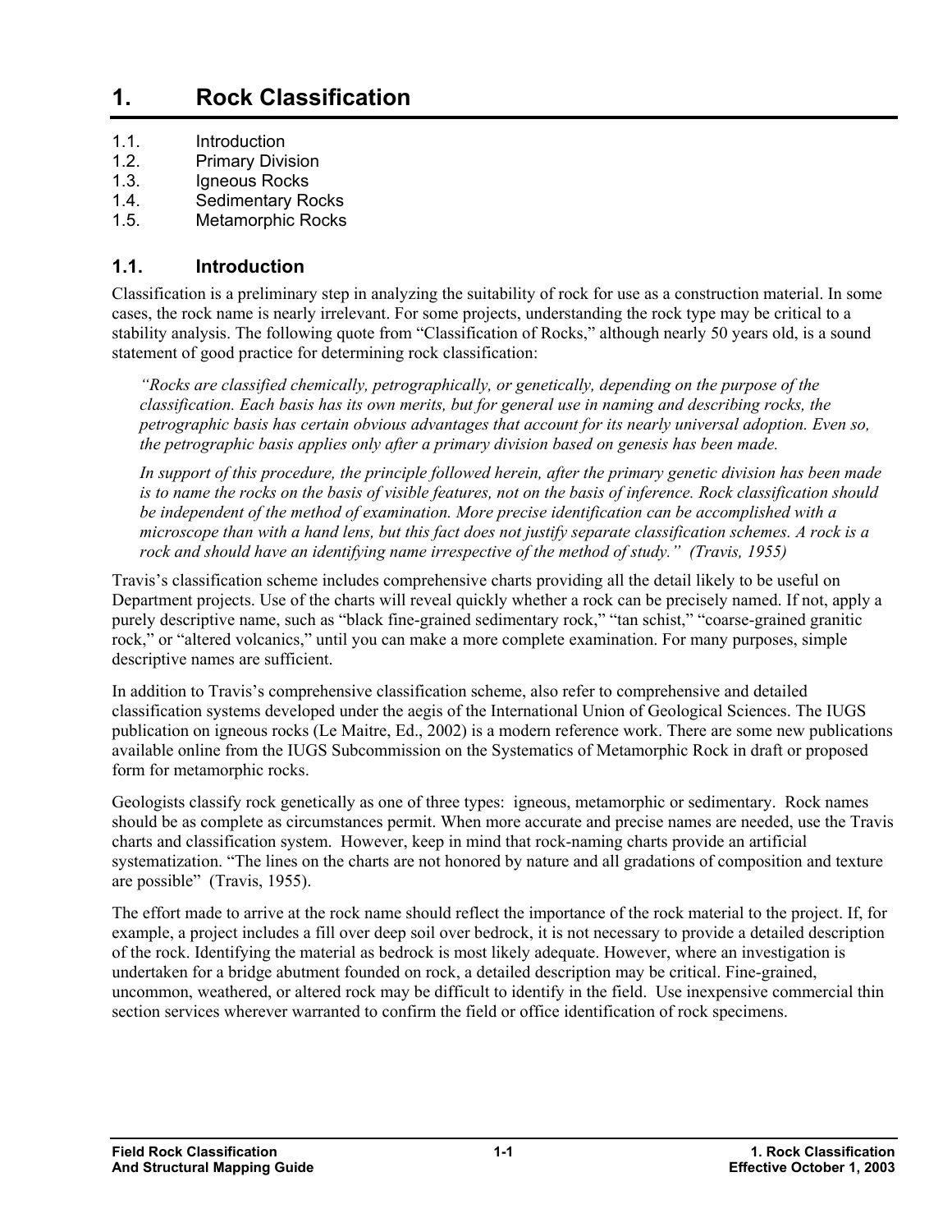# 1. Rock Classification

- 1.1. Introduction
- 1.2. Primary Division
- 1.3. Igneous Rocks
- 1.4. Sedimentary Rocks
- 1.5. Metamorphic Rocks

## 1.1. Introduction

Classification is a preliminary step in analyzing the suitability of rock for use as a construction material. In some cases, the rock name is nearly irrelevant. For some projects, understanding the rock type may be critical to a stability analysis. The following quote from "Classification of Rocks," although nearly 50 years old, is a sound statement of good practice for determining rock classification:

> *"Rocks are classified chemically, petrographically, or genetically, depending on the purpose of the classification. Each basis has its own merits, but for general use in naming and describing rocks, the petrographic basis has certain obvious advantages that account for its nearly universal adoption. Even so, the petrographic basis applies only after a primary division based on genesis has been made.*
>
> *In support of this procedure, the principle followed herein, after the primary genetic division has been made is to name the rocks on the basis of visible features, not on the basis of inference. Rock classification should be independent of the method of examination. More precise identification can be accomplished with a microscope than with a hand lens, but this fact does not justify separate classification schemes. A rock is a rock and should have an identifying name irrespective of the method of study." (Travis, 1955)*

Travis's classification scheme includes comprehensive charts providing all the detail likely to be useful on Department projects. Use of the charts will reveal quickly whether a rock can be precisely named. If not, apply a purely descriptive name, such as "black fine-grained sedimentary rock," "tan schist," "coarse-grained granitic rock," or "altered volcanics," until you can make a more complete examination. For many purposes, simple descriptive names are sufficient.

In addition to Travis's comprehensive classification scheme, also refer to comprehensive and detailed classification systems developed under the aegis of the International Union of Geological Sciences. The IUGS publication on igneous rocks (Le Maitre, Ed., 2002) is a modern reference work. There are some new publications available online from the IUGS Subcommission on the Systematics of Metamorphic Rock in draft or proposed form for metamorphic rocks.

Geologists classify rock genetically as one of three types: igneous, metamorphic or sedimentary. Rock names should be as complete as circumstances permit. When more accurate and precise names are needed, use the Travis charts and classification system. However, keep in mind that rock-naming charts provide an artificial systematization. "The lines on the charts are not honored by nature and all gradations of composition and texture are possible" (Travis, 1955).

The effort made to arrive at the rock name should reflect the importance of the rock material to the project. If, for example, a project includes a fill over deep soil over bedrock, it is not necessary to provide a detailed description of the rock. Identifying the material as bedrock is most likely adequate. However, where an investigation is undertaken for a bridge abutment founded on rock, a detailed description may be critical. Fine-grained, uncommon, weathered, or altered rock may be difficult to identify in the field. Use inexpensive commercial thin section services wherever warranted to confirm the field or office identification of rock specimens.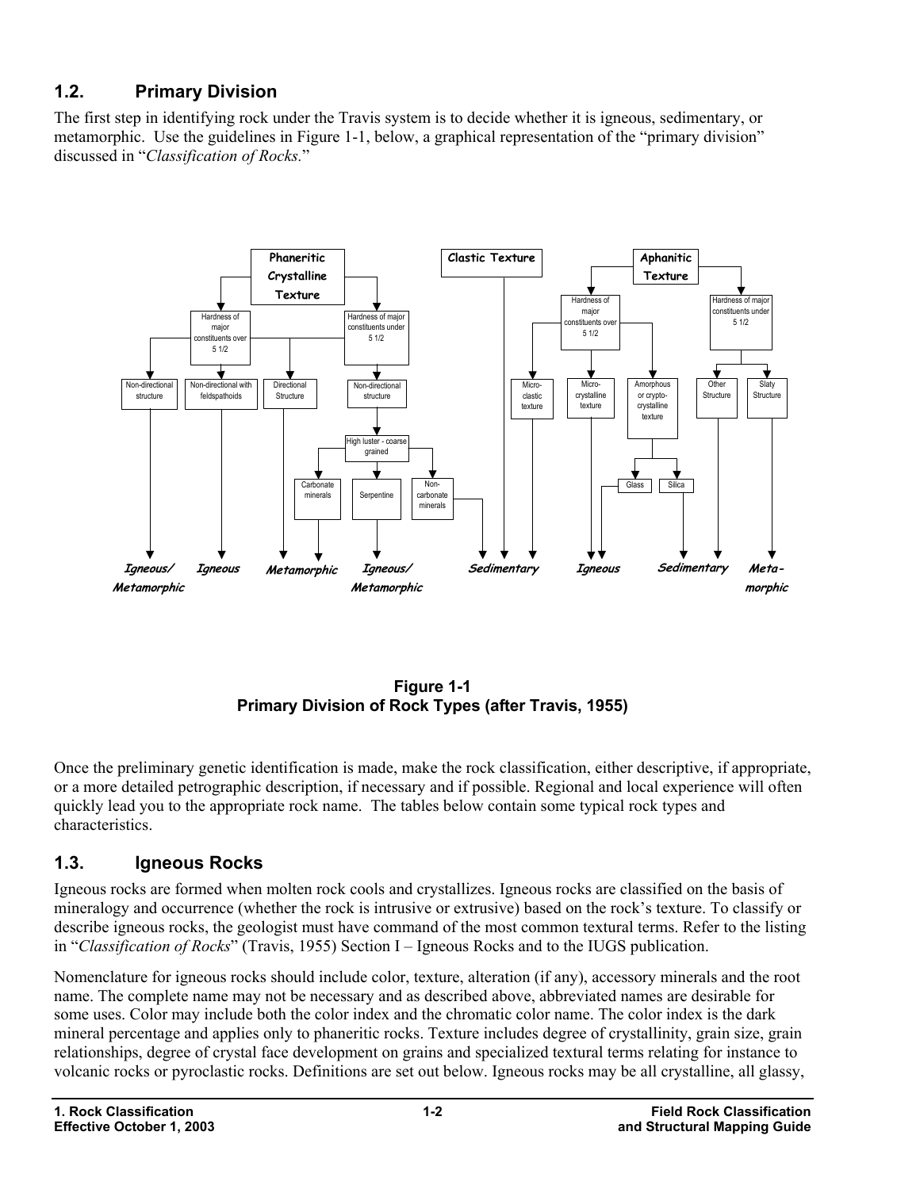## 1.2. Primary Division

The first step in identifying rock under the Travis system is to decide whether it is igneous, sedimentary, or metamorphic. Use the guidelines in Figure 1-1, below, a graphical representation of the "primary division" discussed in "*Classification of Rocks.*"

**Figure 1-1**
**Primary Division of Rock Types (after Travis, 1955)**

Once the preliminary genetic identification is made, make the rock classification, either descriptive, if appropriate, or a more detailed petrographic description, if necessary and if possible. Regional and local experience will often quickly lead you to the appropriate rock name. The tables below contain some typical rock types and characteristics.

## 1.3. Igneous Rocks

Igneous rocks are formed when molten rock cools and crystallizes. Igneous rocks are classified on the basis of mineralogy and occurrence (whether the rock is intrusive or extrusive) based on the rock's texture. To classify or describe igneous rocks, the geologist must have command of the most common textural terms. Refer to the listing in "*Classification of Rocks*" (Travis, 1955) Section I – Igneous Rocks and to the IUGS publication.

Nomenclature for igneous rocks should include color, texture, alteration (if any), accessory minerals and the root name. The complete name may not be necessary and as described above, abbreviated names are desirable for some uses. Color may include both the color index and the chromatic color name. The color index is the dark mineral percentage and applies only to phaneritic rocks. Texture includes degree of crystallinity, grain size, grain relationships, degree of crystal face development on grains and specialized textural terms relating for instance to volcanic rocks or pyroclastic rocks. Definitions are set out below. Igneous rocks may be all crystalline, all glassy,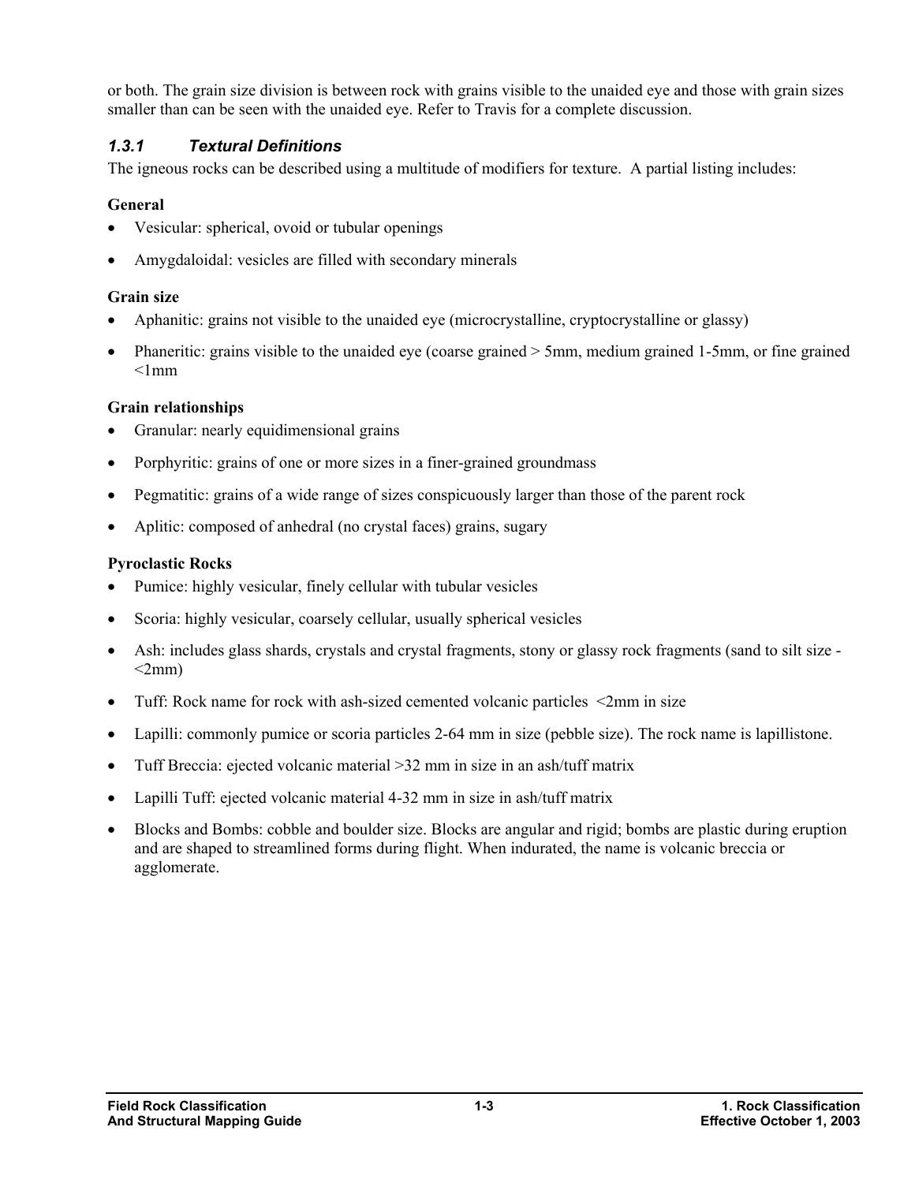or both. The grain size division is between rock with grains visible to the unaided eye and those with grain sizes smaller than can be seen with the unaided eye. Refer to Travis for a complete discussion.

### *1.3.1 Textural Definitions*

The igneous rocks can be described using a multitude of modifiers for texture. A partial listing includes:

**General**

- Vesicular: spherical, ovoid or tubular openings
- Amygdaloidal: vesicles are filled with secondary minerals

**Grain size**

- Aphanitic: grains not visible to the unaided eye (microcrystalline, cryptocrystalline or glassy)
- Phaneritic: grains visible to the unaided eye (coarse grained > 5mm, medium grained 1-5mm, or fine grained <1mm

**Grain relationships**

- Granular: nearly equidimensional grains
- Porphyritic: grains of one or more sizes in a finer-grained groundmass
- Pegmatitic: grains of a wide range of sizes conspicuously larger than those of the parent rock
- Aplitic: composed of anhedral (no crystal faces) grains, sugary

**Pyroclastic Rocks**

- Pumice: highly vesicular, finely cellular with tubular vesicles
- Scoria: highly vesicular, coarsely cellular, usually spherical vesicles
- Ash: includes glass shards, crystals and crystal fragments, stony or glassy rock fragments (sand to silt size - <2mm)
- Tuff: Rock name for rock with ash-sized cemented volcanic particles <2mm in size
- Lapilli: commonly pumice or scoria particles 2-64 mm in size (pebble size). The rock name is lapillistone.
- Tuff Breccia: ejected volcanic material >32 mm in size in an ash/tuff matrix
- Lapilli Tuff: ejected volcanic material 4-32 mm in size in ash/tuff matrix
- Blocks and Bombs: cobble and boulder size. Blocks are angular and rigid; bombs are plastic during eruption and are shaped to streamlined forms during flight. When indurated, the name is volcanic breccia or agglomerate.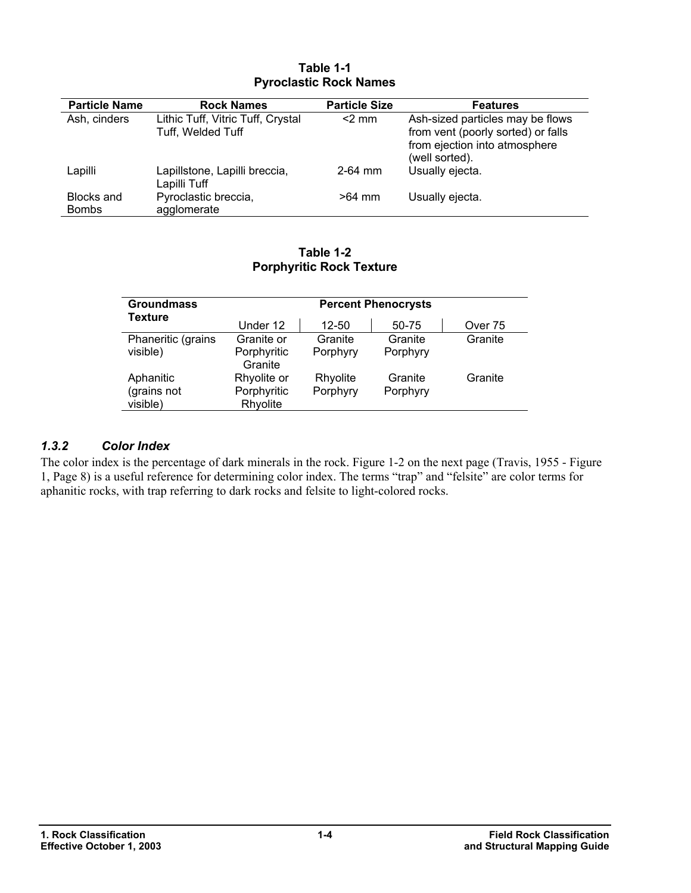**Table 1-1**
**Pyroclastic Rock Names**

| Particle Name | Rock Names | Particle Size | Features |
|---|---|---|---|
| Ash, cinders | Lithic Tuff, Vitric Tuff, Crystal Tuff, Welded Tuff | <2 mm | Ash-sized particles may be flows from vent (poorly sorted) or falls from ejection into atmosphere (well sorted). |
| Lapilli | Lapillstone, Lapilli breccia, Lapilli Tuff | 2-64 mm | Usually ejecta. |
| Blocks and Bombs | Pyroclastic breccia, agglomerate | >64 mm | Usually ejecta. |

**Table 1-2**
**Porphyritic Rock Texture**

| Groundmass Texture | Percent Phenocrysts | | | |
|---|---|---|---|---|
| | Under 12 | 12-50 | 50-75 | Over 75 |
| Phaneritic (grains visible) | Granite or Porphyritic Granite | Granite Porphyry | Granite Porphyry | Granite |
| Aphanitic (grains not visible) | Rhyolite or Porphyritic Rhyolite | Rhyolite Porphyry | Granite Porphyry | Granite |

### *1.3.2 Color Index*

The color index is the percentage of dark minerals in the rock. Figure 1-2 on the next page (Travis, 1955 - Figure 1, Page 8) is a useful reference for determining color index. The terms "trap" and "felsite" are color terms for aphanitic rocks, with trap referring to dark rocks and felsite to light-colored rocks.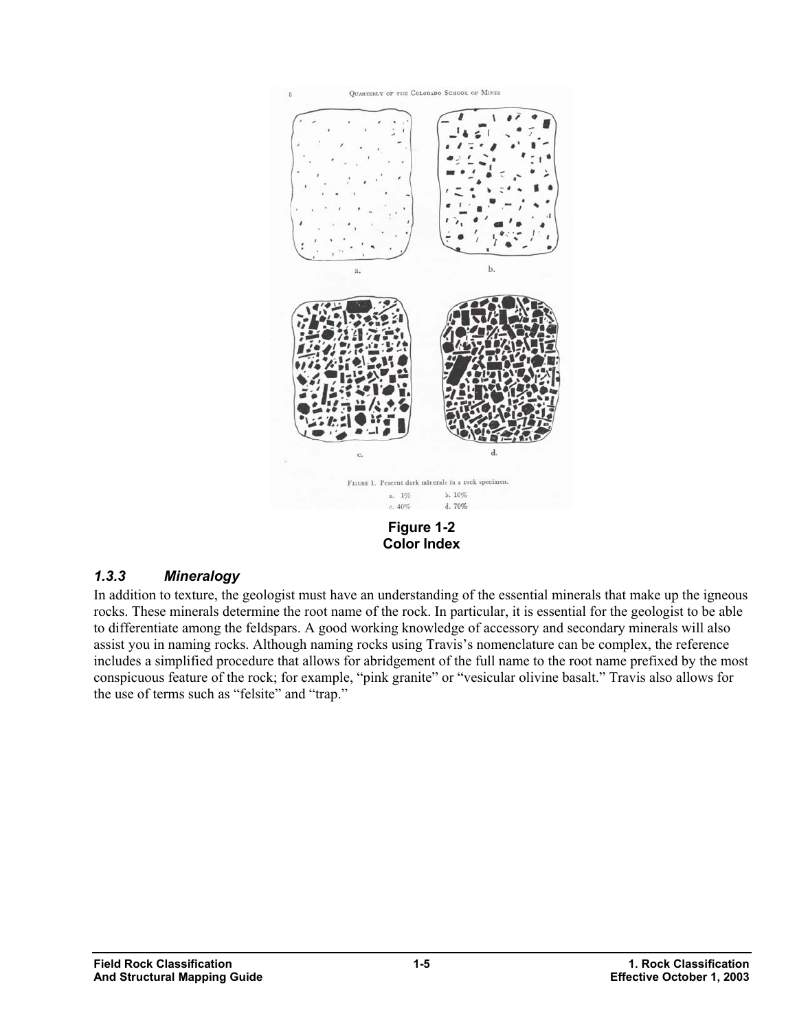8 QUARTERLY OF THE COLORADO SCHOOL OF MINES

a. b.

c. d.

FIGURE 1. Percent dark minerals in a rock specimen.

a. 1% b. 10%
c. 40% d. 70%

**Figure 1-2**
**Color Index**

### *1.3.3 Mineralogy*

In addition to texture, the geologist must have an understanding of the essential minerals that make up the igneous rocks. These minerals determine the root name of the rock. In particular, it is essential for the geologist to be able to differentiate among the feldspars. A good working knowledge of accessory and secondary minerals will also assist you in naming rocks. Although naming rocks using Travis's nomenclature can be complex, the reference includes a simplified procedure that allows for abridgement of the full name to the root name prefixed by the most conspicuous feature of the rock; for example, "pink granite" or "vesicular olivine basalt." Travis also allows for the use of terms such as "felsite" and "trap."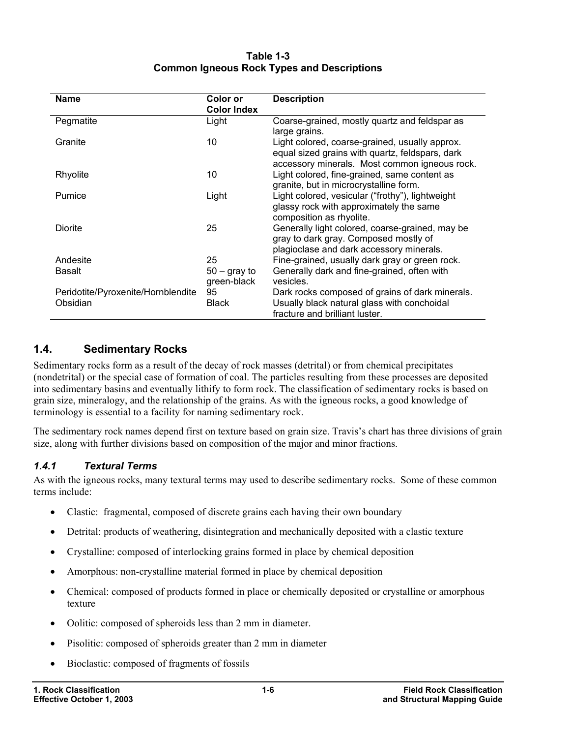**Table 1-3**
**Common Igneous Rock Types and Descriptions**

| Name | Color or Color Index | Description |
|---|---|---|
| Pegmatite | Light | Coarse-grained, mostly quartz and feldspar as large grains. |
| Granite | 10 | Light colored, coarse-grained, usually approx. equal sized grains with quartz, feldspars, dark accessory minerals. Most common igneous rock. |
| Rhyolite | 10 | Light colored, fine-grained, same content as granite, but in microcrystalline form. |
| Pumice | Light | Light colored, vesicular ("frothy"), lightweight glassy rock with approximately the same composition as rhyolite. |
| Diorite | 25 | Generally light colored, coarse-grained, may be gray to dark gray. Composed mostly of plagioclase and dark accessory minerals. |
| Andesite | 25 | Fine-grained, usually dark gray or green rock. |
| Basalt | 50 – gray to green-black | Generally dark and fine-grained, often with vesicles. |
| Peridotite/Pyroxenite/Hornblendite | 95 | Dark rocks composed of grains of dark minerals. |
| Obsidian | Black | Usually black natural glass with conchoidal fracture and brilliant luster. |

## 1.4. Sedimentary Rocks

Sedimentary rocks form as a result of the decay of rock masses (detrital) or from chemical precipitates (nondetrital) or the special case of formation of coal. The particles resulting from these processes are deposited into sedimentary basins and eventually lithify to form rock. The classification of sedimentary rocks is based on grain size, mineralogy, and the relationship of the grains. As with the igneous rocks, a good knowledge of terminology is essential to a facility for naming sedimentary rock.

The sedimentary rock names depend first on texture based on grain size. Travis's chart has three divisions of grain size, along with further divisions based on composition of the major and minor fractions.

### *1.4.1 Textural Terms*

As with the igneous rocks, many textural terms may used to describe sedimentary rocks. Some of these common terms include:

- Clastic: fragmental, composed of discrete grains each having their own boundary
- Detrital: products of weathering, disintegration and mechanically deposited with a clastic texture
- Crystalline: composed of interlocking grains formed in place by chemical deposition
- Amorphous: non-crystalline material formed in place by chemical deposition
- Chemical: composed of products formed in place or chemically deposited or crystalline or amorphous texture
- Oolitic: composed of spheroids less than 2 mm in diameter.
- Pisolitic: composed of spheroids greater than 2 mm in diameter
- Bioclastic: composed of fragments of fossils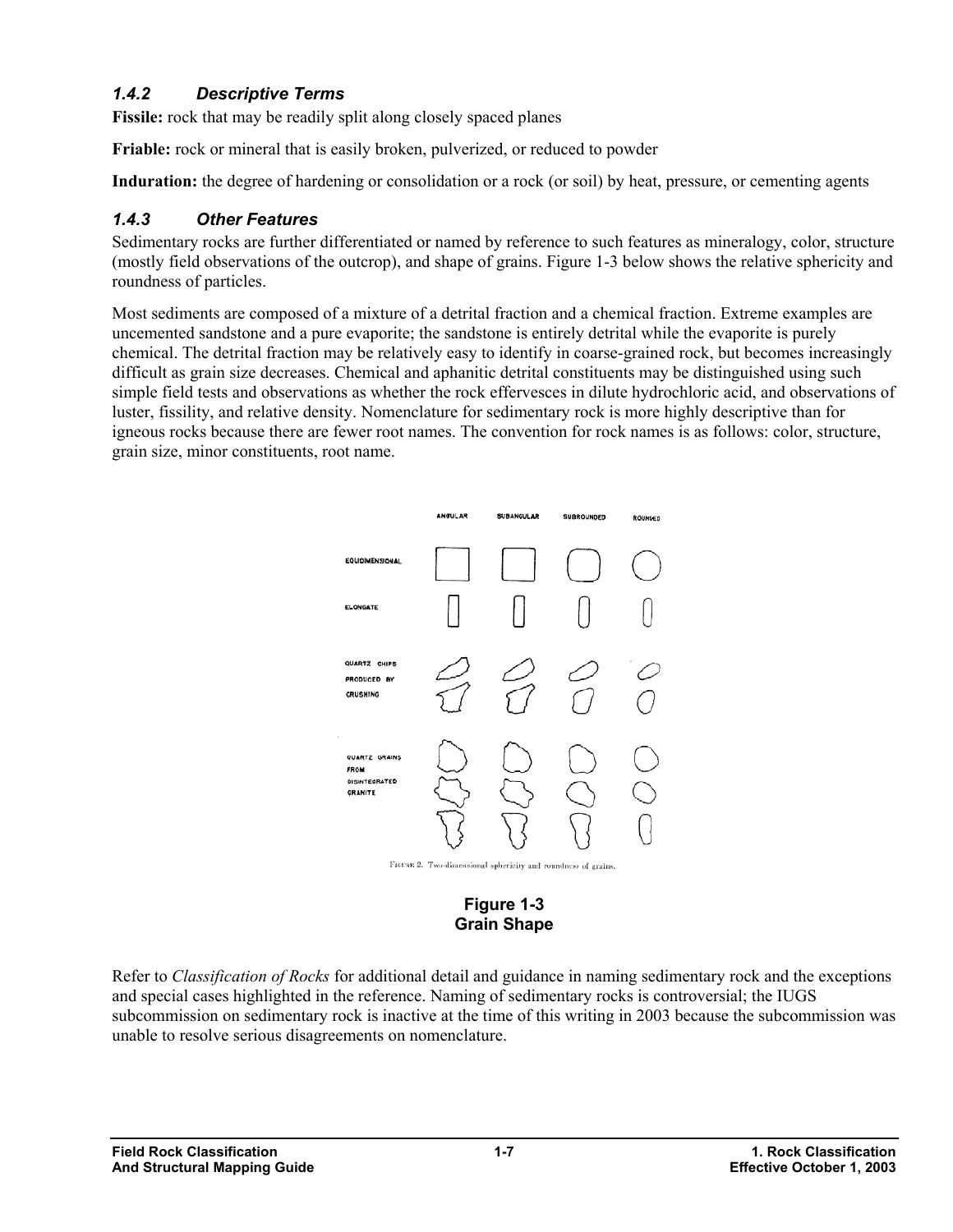### 1.4.2 Descriptive Terms

**Fissile:** rock that may be readily split along closely spaced planes

**Friable:** rock or mineral that is easily broken, pulverized, or reduced to powder

**Induration:** the degree of hardening or consolidation or a rock (or soil) by heat, pressure, or cementing agents

### 1.4.3 Other Features

Sedimentary rocks are further differentiated or named by reference to such features as mineralogy, color, structure (mostly field observations of the outcrop), and shape of grains. Figure 1-3 below shows the relative sphericity and roundness of particles.

Most sediments are composed of a mixture of a detrital fraction and a chemical fraction. Extreme examples are uncemented sandstone and a pure evaporite; the sandstone is entirely detrital while the evaporite is purely chemical. The detrital fraction may be relatively easy to identify in coarse-grained rock, but becomes increasingly difficult as grain size decreases. Chemical and aphanitic detrital constituents may be distinguished using such simple field tests and observations as whether the rock effervesces in dilute hydrochloric acid, and observations of luster, fissility, and relative density. Nomenclature for sedimentary rock is more highly descriptive than for igneous rocks because there are fewer root names. The convention for rock names is as follows: color, structure, grain size, minor constituents, root name.

FIGURE 2. Two-dimensional sphericity and roundness of grains.

**Figure 1-3**
**Grain Shape**

Refer to *Classification of Rocks* for additional detail and guidance in naming sedimentary rock and the exceptions and special cases highlighted in the reference. Naming of sedimentary rocks is controversial; the IUGS subcommission on sedimentary rock is inactive at the time of this writing in 2003 because the subcommission was unable to resolve serious disagreements on nomenclature.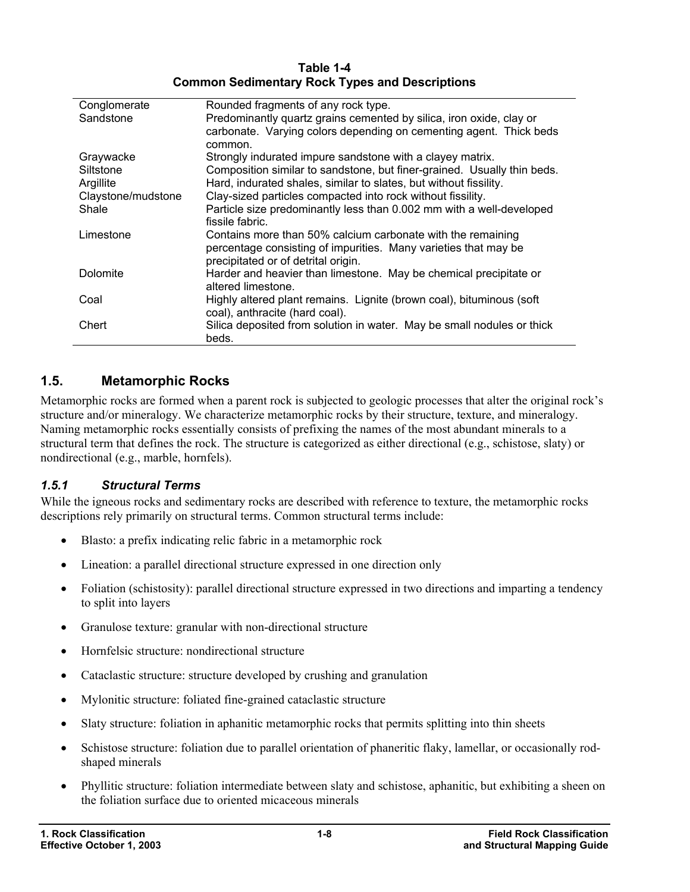**Table 1-4**
**Common Sedimentary Rock Types and Descriptions**

| | |
|---|---|
| Conglomerate | Rounded fragments of any rock type. |
| Sandstone | Predominantly quartz grains cemented by silica, iron oxide, clay or carbonate. Varying colors depending on cementing agent. Thick beds common. |
| Graywacke | Strongly indurated impure sandstone with a clayey matrix. |
| Siltstone | Composition similar to sandstone, but finer-grained. Usually thin beds. |
| Argillite | Hard, indurated shales, similar to slates, but without fissility. |
| Claystone/mudstone | Clay-sized particles compacted into rock without fissility. |
| Shale | Particle size predominantly less than 0.002 mm with a well-developed fissile fabric. |
| Limestone | Contains more than 50% calcium carbonate with the remaining percentage consisting of impurities. Many varieties that may be precipitated or of detrital origin. |
| Dolomite | Harder and heavier than limestone. May be chemical precipitate or altered limestone. |
| Coal | Highly altered plant remains. Lignite (brown coal), bituminous (soft coal), anthracite (hard coal). |
| Chert | Silica deposited from solution in water. May be small nodules or thick beds. |

## 1.5. Metamorphic Rocks

Metamorphic rocks are formed when a parent rock is subjected to geologic processes that alter the original rock's structure and/or mineralogy. We characterize metamorphic rocks by their structure, texture, and mineralogy. Naming metamorphic rocks essentially consists of prefixing the names of the most abundant minerals to a structural term that defines the rock. The structure is categorized as either directional (e.g., schistose, slaty) or nondirectional (e.g., marble, hornfels).

### *1.5.1 Structural Terms*

While the igneous rocks and sedimentary rocks are described with reference to texture, the metamorphic rocks descriptions rely primarily on structural terms. Common structural terms include:

- Blasto: a prefix indicating relic fabric in a metamorphic rock
- Lineation: a parallel directional structure expressed in one direction only
- Foliation (schistosity): parallel directional structure expressed in two directions and imparting a tendency to split into layers
- Granulose texture: granular with non-directional structure
- Hornfelsic structure: nondirectional structure
- Cataclastic structure: structure developed by crushing and granulation
- Mylonitic structure: foliated fine-grained cataclastic structure
- Slaty structure: foliation in aphanitic metamorphic rocks that permits splitting into thin sheets
- Schistose structure: foliation due to parallel orientation of phaneritic flaky, lamellar, or occasionally rod-shaped minerals
- Phyllitic structure: foliation intermediate between slaty and schistose, aphanitic, but exhibiting a sheen on the foliation surface due to oriented micaceous minerals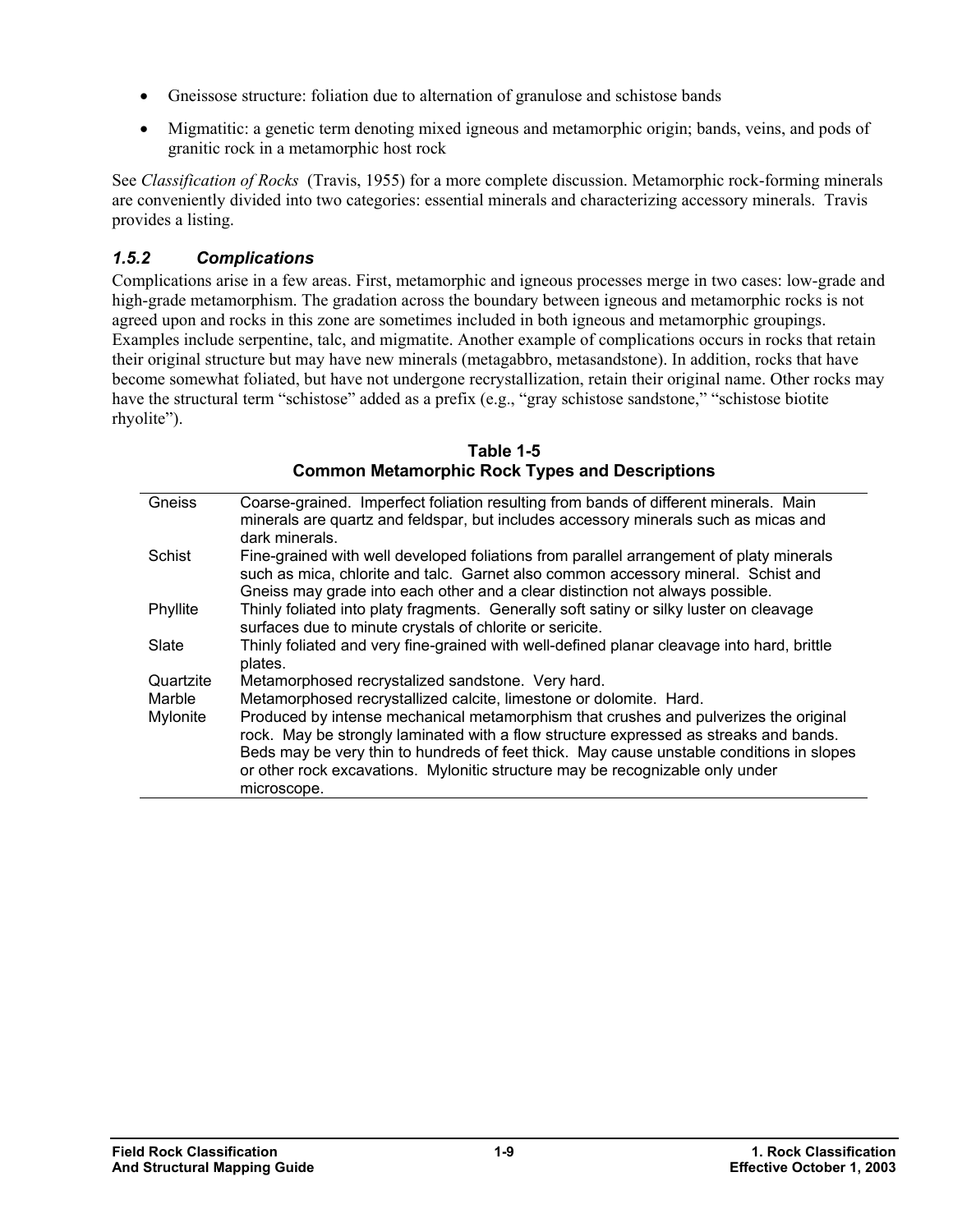- Gneissose structure: foliation due to alternation of granulose and schistose bands
- Migmatitic: a genetic term denoting mixed igneous and metamorphic origin; bands, veins, and pods of granitic rock in a metamorphic host rock

See *Classification of Rocks* (Travis, 1955) for a more complete discussion. Metamorphic rock-forming minerals are conveniently divided into two categories: essential minerals and characterizing accessory minerals. Travis provides a listing.

### *1.5.2 Complications*

Complications arise in a few areas. First, metamorphic and igneous processes merge in two cases: low-grade and high-grade metamorphism. The gradation across the boundary between igneous and metamorphic rocks is not agreed upon and rocks in this zone are sometimes included in both igneous and metamorphic groupings. Examples include serpentine, talc, and migmatite. Another example of complications occurs in rocks that retain their original structure but may have new minerals (metagabbro, metasandstone). In addition, rocks that have become somewhat foliated, but have not undergone recrystallization, retain their original name. Other rocks may have the structural term "schistose" added as a prefix (e.g., "gray schistose sandstone," "schistose biotite rhyolite").

**Table 1-5**
**Common Metamorphic Rock Types and Descriptions**

| | |
|---|---|
| Gneiss | Coarse-grained. Imperfect foliation resulting from bands of different minerals. Main minerals are quartz and feldspar, but includes accessory minerals such as micas and dark minerals. |
| Schist | Fine-grained with well developed foliations from parallel arrangement of platy minerals such as mica, chlorite and talc. Garnet also common accessory mineral. Schist and Gneiss may grade into each other and a clear distinction not always possible. |
| Phyllite | Thinly foliated into platy fragments. Generally soft satiny or silky luster on cleavage surfaces due to minute crystals of chlorite or sericite. |
| Slate | Thinly foliated and very fine-grained with well-defined planar cleavage into hard, brittle plates. |
| Quartzite | Metamorphosed recrystalized sandstone. Very hard. |
| Marble | Metamorphosed recrystallized calcite, limestone or dolomite. Hard. |
| Mylonite | Produced by intense mechanical metamorphism that crushes and pulverizes the original rock. May be strongly laminated with a flow structure expressed as streaks and bands. Beds may be very thin to hundreds of feet thick. May cause unstable conditions in slopes or other rock excavations. Mylonitic structure may be recognizable only under microscope. |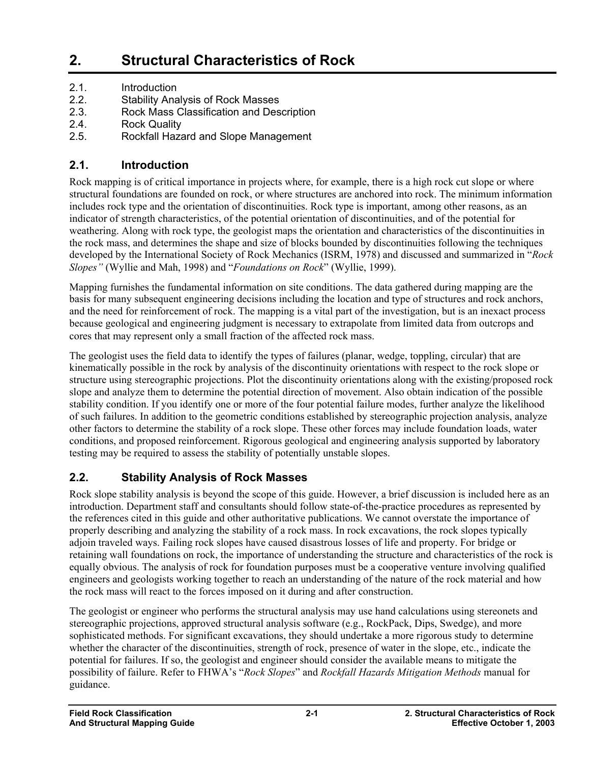# 2. Structural Characteristics of Rock

2.1. Introduction
2.2. Stability Analysis of Rock Masses
2.3. Rock Mass Classification and Description
2.4. Rock Quality
2.5. Rockfall Hazard and Slope Management

## 2.1. Introduction

Rock mapping is of critical importance in projects where, for example, there is a high rock cut slope or where structural foundations are founded on rock, or where structures are anchored into rock. The minimum information includes rock type and the orientation of discontinuities. Rock type is important, among other reasons, as an indicator of strength characteristics, of the potential orientation of discontinuities, and of the potential for weathering. Along with rock type, the geologist maps the orientation and characteristics of the discontinuities in the rock mass, and determines the shape and size of blocks bounded by discontinuities following the techniques developed by the International Society of Rock Mechanics (ISRM, 1978) and discussed and summarized in "*Rock Slopes"* (Wyllie and Mah, 1998) and "*Foundations on Rock*" (Wyllie, 1999).

Mapping furnishes the fundamental information on site conditions. The data gathered during mapping are the basis for many subsequent engineering decisions including the location and type of structures and rock anchors, and the need for reinforcement of rock. The mapping is a vital part of the investigation, but is an inexact process because geological and engineering judgment is necessary to extrapolate from limited data from outcrops and cores that may represent only a small fraction of the affected rock mass.

The geologist uses the field data to identify the types of failures (planar, wedge, toppling, circular) that are kinematically possible in the rock by analysis of the discontinuity orientations with respect to the rock slope or structure using stereographic projections. Plot the discontinuity orientations along with the existing/proposed rock slope and analyze them to determine the potential direction of movement. Also obtain indication of the possible stability condition. If you identify one or more of the four potential failure modes, further analyze the likelihood of such failures. In addition to the geometric conditions established by stereographic projection analysis, analyze other factors to determine the stability of a rock slope. These other forces may include foundation loads, water conditions, and proposed reinforcement. Rigorous geological and engineering analysis supported by laboratory testing may be required to assess the stability of potentially unstable slopes.

## 2.2. Stability Analysis of Rock Masses

Rock slope stability analysis is beyond the scope of this guide. However, a brief discussion is included here as an introduction. Department staff and consultants should follow state-of-the-practice procedures as represented by the references cited in this guide and other authoritative publications. We cannot overstate the importance of properly describing and analyzing the stability of a rock mass. In rock excavations, the rock slopes typically adjoin traveled ways. Failing rock slopes have caused disastrous losses of life and property. For bridge or retaining wall foundations on rock, the importance of understanding the structure and characteristics of the rock is equally obvious. The analysis of rock for foundation purposes must be a cooperative venture involving qualified engineers and geologists working together to reach an understanding of the nature of the rock material and how the rock mass will react to the forces imposed on it during and after construction.

The geologist or engineer who performs the structural analysis may use hand calculations using stereonets and stereographic projections, approved structural analysis software (e.g., RockPack, Dips, Swedge), and more sophisticated methods. For significant excavations, they should undertake a more rigorous study to determine whether the character of the discontinuities, strength of rock, presence of water in the slope, etc., indicate the potential for failures. If so, the geologist and engineer should consider the available means to mitigate the possibility of failure. Refer to FHWA's "*Rock Slopes*" and *Rockfall Hazards Mitigation Methods* manual for guidance.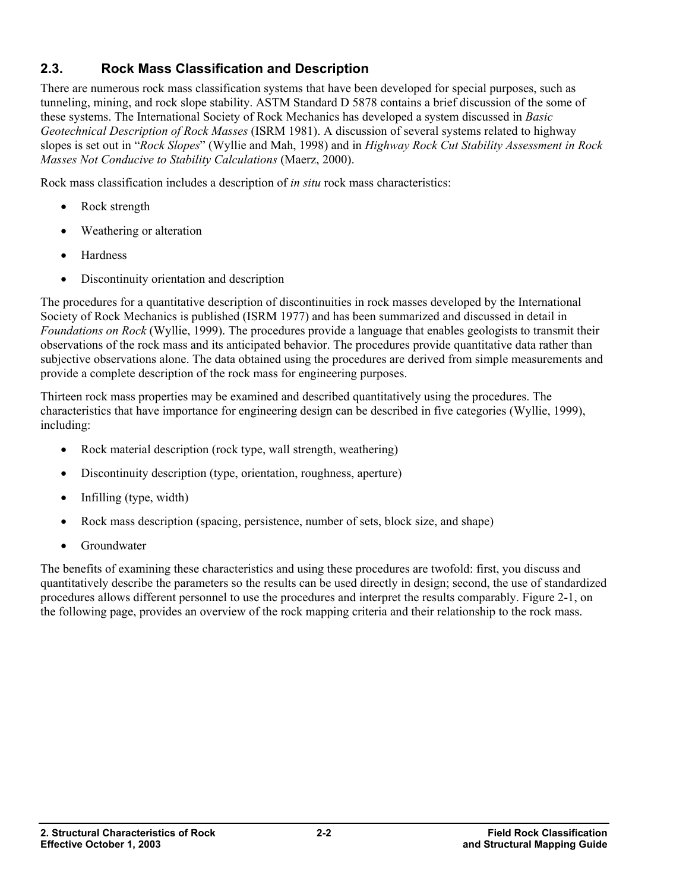## 2.3. Rock Mass Classification and Description

There are numerous rock mass classification systems that have been developed for special purposes, such as tunneling, mining, and rock slope stability. ASTM Standard D 5878 contains a brief discussion of the some of these systems. The International Society of Rock Mechanics has developed a system discussed in *Basic Geotechnical Description of Rock Masses* (ISRM 1981). A discussion of several systems related to highway slopes is set out in "*Rock Slopes*" (Wyllie and Mah, 1998) and in *Highway Rock Cut Stability Assessment in Rock Masses Not Conducive to Stability Calculations* (Maerz, 2000).

Rock mass classification includes a description of *in situ* rock mass characteristics:

- Rock strength
- Weathering or alteration
- Hardness
- Discontinuity orientation and description

The procedures for a quantitative description of discontinuities in rock masses developed by the International Society of Rock Mechanics is published (ISRM 1977) and has been summarized and discussed in detail in *Foundations on Rock* (Wyllie, 1999). The procedures provide a language that enables geologists to transmit their observations of the rock mass and its anticipated behavior. The procedures provide quantitative data rather than subjective observations alone. The data obtained using the procedures are derived from simple measurements and provide a complete description of the rock mass for engineering purposes.

Thirteen rock mass properties may be examined and described quantitatively using the procedures. The characteristics that have importance for engineering design can be described in five categories (Wyllie, 1999), including:

- Rock material description (rock type, wall strength, weathering)
- Discontinuity description (type, orientation, roughness, aperture)
- Infilling (type, width)
- Rock mass description (spacing, persistence, number of sets, block size, and shape)
- Groundwater

The benefits of examining these characteristics and using these procedures are twofold: first, you discuss and quantitatively describe the parameters so the results can be used directly in design; second, the use of standardized procedures allows different personnel to use the procedures and interpret the results comparably. Figure 2-1, on the following page, provides an overview of the rock mapping criteria and their relationship to the rock mass.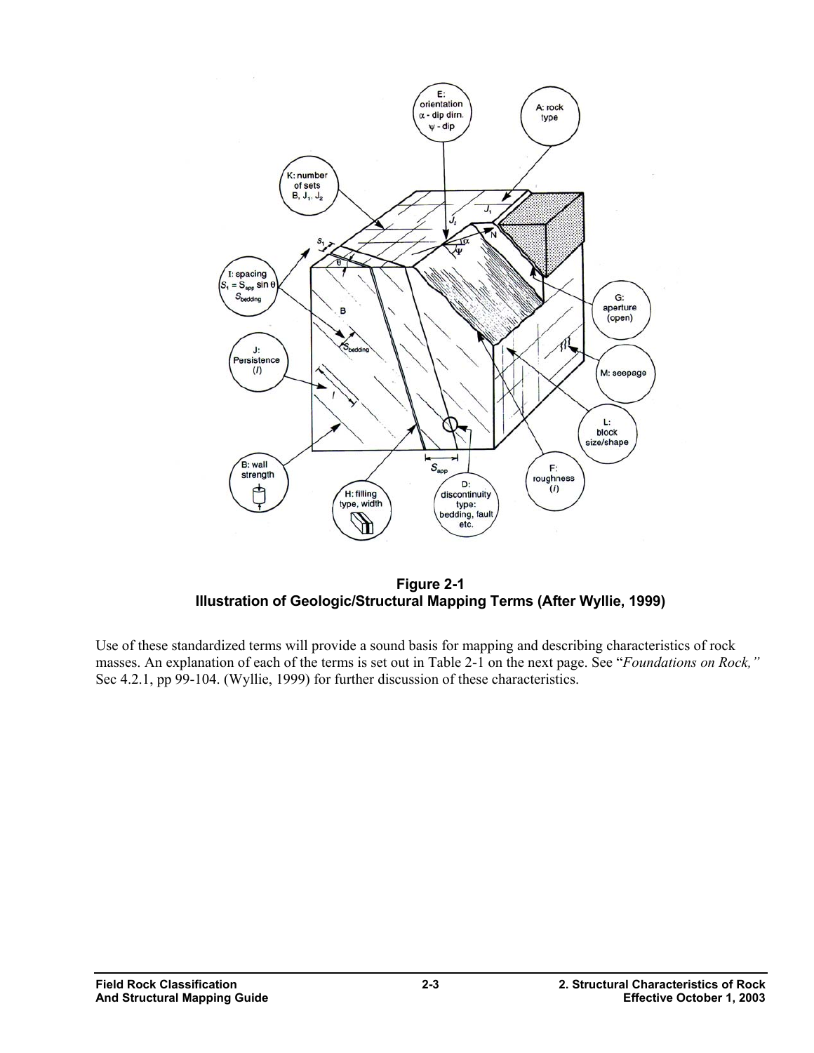**Figure 2-1**
**Illustration of Geologic/Structural Mapping Terms (After Wyllie, 1999)**

Use of these standardized terms will provide a sound basis for mapping and describing characteristics of rock masses. An explanation of each of the terms is set out in Table 2-1 on the next page. See "*Foundations on Rock,"* Sec 4.2.1, pp 99-104. (Wyllie, 1999) for further discussion of these characteristics.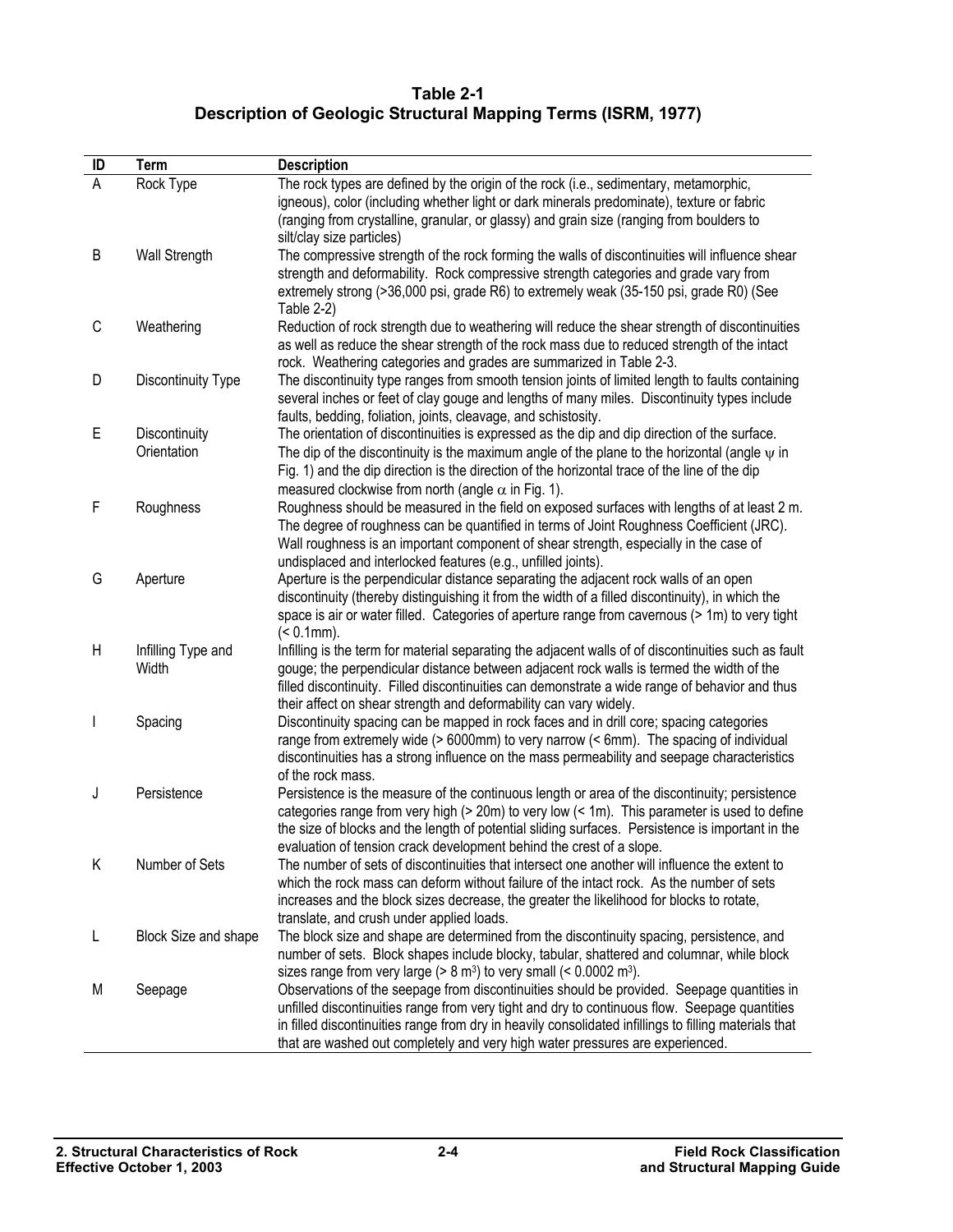**Table 2-1**
**Description of Geologic Structural Mapping Terms (ISRM, 1977)**

| ID | Term | Description |
|---|---|---|
| A | Rock Type | The rock types are defined by the origin of the rock (i.e., sedimentary, metamorphic, igneous), color (including whether light or dark minerals predominate), texture or fabric (ranging from crystalline, granular, or glassy) and grain size (ranging from boulders to silt/clay size particles) |
| B | Wall Strength | The compressive strength of the rock forming the walls of discontinuities will influence shear strength and deformability. Rock compressive strength categories and grade vary from extremely strong (>36,000 psi, grade R6) to extremely weak (35-150 psi, grade R0) (See Table 2-2) |
| C | Weathering | Reduction of rock strength due to weathering will reduce the shear strength of discontinuities as well as reduce the shear strength of the rock mass due to reduced strength of the intact rock. Weathering categories and grades are summarized in Table 2-3. |
| D | Discontinuity Type | The discontinuity type ranges from smooth tension joints of limited length to faults containing several inches or feet of clay gouge and lengths of many miles. Discontinuity types include faults, bedding, foliation, joints, cleavage, and schistosity. |
| E | Discontinuity Orientation | The orientation of discontinuities is expressed as the dip and dip direction of the surface. The dip of the discontinuity is the maximum angle of the plane to the horizontal (angle $\psi$ in Fig. 1) and the dip direction is the direction of the horizontal trace of the line of the dip measured clockwise from north (angle $\alpha$ in Fig. 1). |
| F | Roughness | Roughness should be measured in the field on exposed surfaces with lengths of at least 2 m. The degree of roughness can be quantified in terms of Joint Roughness Coefficient (JRC). Wall roughness is an important component of shear strength, especially in the case of undisplaced and interlocked features (e.g., unfilled joints). |
| G | Aperture | Aperture is the perpendicular distance separating the adjacent rock walls of an open discontinuity (thereby distinguishing it from the width of a filled discontinuity), in which the space is air or water filled. Categories of aperture range from cavernous (> 1m) to very tight (< 0.1mm). |
| H | Infilling Type and Width | Infilling is the term for material separating the adjacent walls of of discontinuities such as fault gouge; the perpendicular distance between adjacent rock walls is termed the width of the filled discontinuity. Filled discontinuities can demonstrate a wide range of behavior and thus their affect on shear strength and deformability can vary widely. |
| I | Spacing | Discontinuity spacing can be mapped in rock faces and in drill core; spacing categories range from extremely wide (> 6000mm) to very narrow (< 6mm). The spacing of individual discontinuities has a strong influence on the mass permeability and seepage characteristics of the rock mass. |
| J | Persistence | Persistence is the measure of the continuous length or area of the discontinuity; persistence categories range from very high (> 20m) to very low (< 1m). This parameter is used to define the size of blocks and the length of potential sliding surfaces. Persistence is important in the evaluation of tension crack development behind the crest of a slope. |
| K | Number of Sets | The number of sets of discontinuities that intersect one another will influence the extent to which the rock mass can deform without failure of the intact rock. As the number of sets increases and the block sizes decrease, the greater the likelihood for blocks to rotate, translate, and crush under applied loads. |
| L | Block Size and shape | The block size and shape are determined from the discontinuity spacing, persistence, and number of sets. Block shapes include blocky, tabular, shattered and columnar, while block sizes range from very large (> 8 m$^3$) to very small (< 0.0002 m$^3$). |
| M | Seepage | Observations of the seepage from discontinuities should be provided. Seepage quantities in unfilled discontinuities range from very tight and dry to continuous flow. Seepage quantities in filled discontinuities range from dry in heavily consolidated infillings to filling materials that that are washed out completely and very high water pressures are experienced. |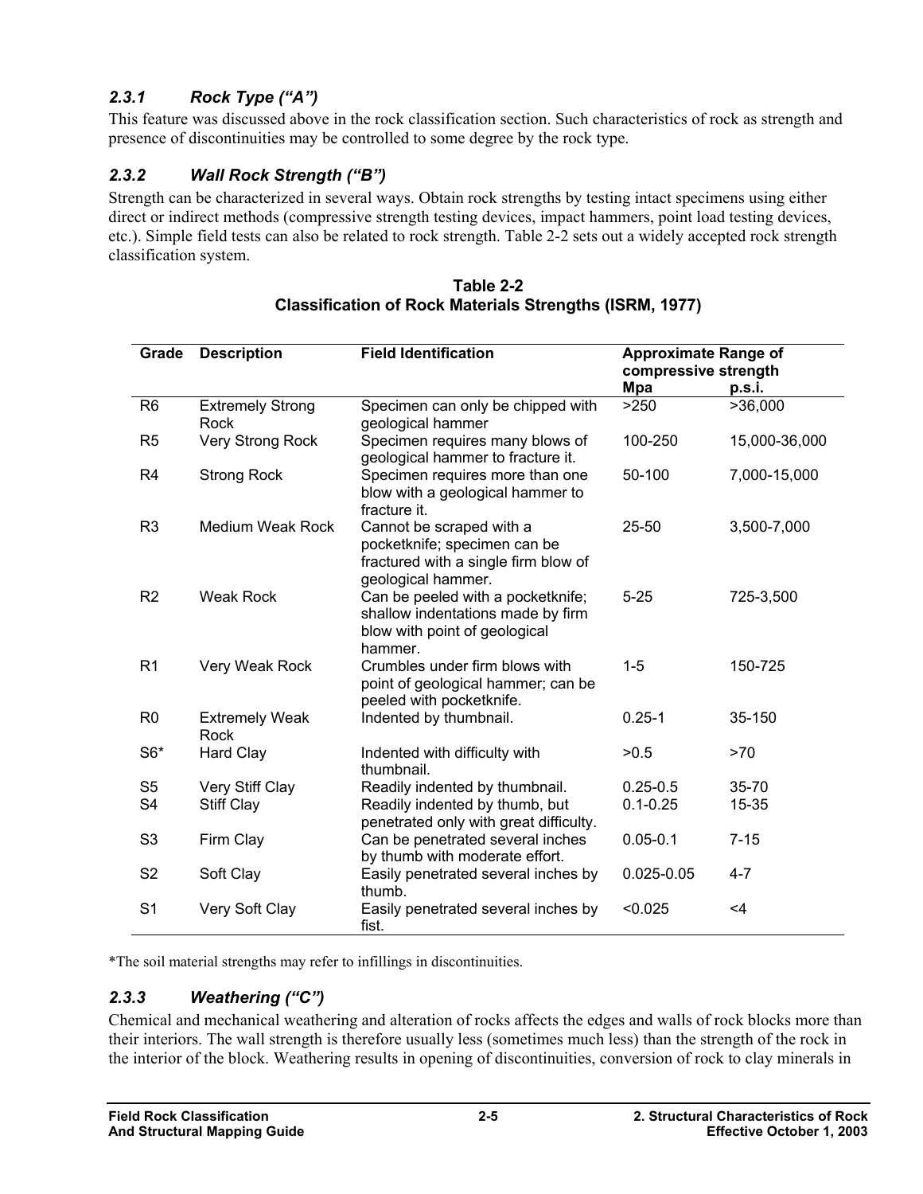### *2.3.1 Rock Type ("A")*

This feature was discussed above in the rock classification section. Such characteristics of rock as strength and presence of discontinuities may be controlled to some degree by the rock type.

### *2.3.2 Wall Rock Strength ("B")*

Strength can be characterized in several ways. Obtain rock strengths by testing intact specimens using either direct or indirect methods (compressive strength testing devices, impact hammers, point load testing devices, etc.). Simple field tests can also be related to rock strength. Table 2-2 sets out a widely accepted rock strength classification system.

**Table 2-2**
**Classification of Rock Materials Strengths (ISRM, 1977)**

| Grade | Description | Field Identification | Approximate Range of compressive strength | |
|---|---|---|---|---|
| | | | **Mpa** | **p.s.i.** |
| R6 | Extremely Strong Rock | Specimen can only be chipped with geological hammer | >250 | >36,000 |
| R5 | Very Strong Rock | Specimen requires many blows of geological hammer to fracture it. | 100-250 | 15,000-36,000 |
| R4 | Strong Rock | Specimen requires more than one blow with a geological hammer to fracture it. | 50-100 | 7,000-15,000 |
| R3 | Medium Weak Rock | Cannot be scraped with a pocketknife; specimen can be fractured with a single firm blow of geological hammer. | 25-50 | 3,500-7,000 |
| R2 | Weak Rock | Can be peeled with a pocketknife; shallow indentations made by firm blow with point of geological hammer. | 5-25 | 725-3,500 |
| R1 | Very Weak Rock | Crumbles under firm blows with point of geological hammer; can be peeled with pocketknife. | 1-5 | 150-725 |
| R0 | Extremely Weak Rock | Indented by thumbnail. | 0.25-1 | 35-150 |
| S6* | Hard Clay | Indented with difficulty with thumbnail. | >0.5 | >70 |
| S5 | Very Stiff Clay | Readily indented by thumbnail. | 0.25-0.5 | 35-70 |
| S4 | Stiff Clay | Readily indented by thumb, but penetrated only with great difficulty. | 0.1-0.25 | 15-35 |
| S3 | Firm Clay | Can be penetrated several inches by thumb with moderate effort. | 0.05-0.1 | 7-15 |
| S2 | Soft Clay | Easily penetrated several inches by thumb. | 0.025-0.05 | 4-7 |
| S1 | Very Soft Clay | Easily penetrated several inches by fist. | <0.025 | <4 |

*The soil material strengths may refer to infillings in discontinuities.

### *2.3.3 Weathering ("C")*

Chemical and mechanical weathering and alteration of rocks affects the edges and walls of rock blocks more than their interiors. The wall strength is therefore usually less (sometimes much less) than the strength of the rock in the interior of the block. Weathering results in opening of discontinuities, conversion of rock to clay minerals in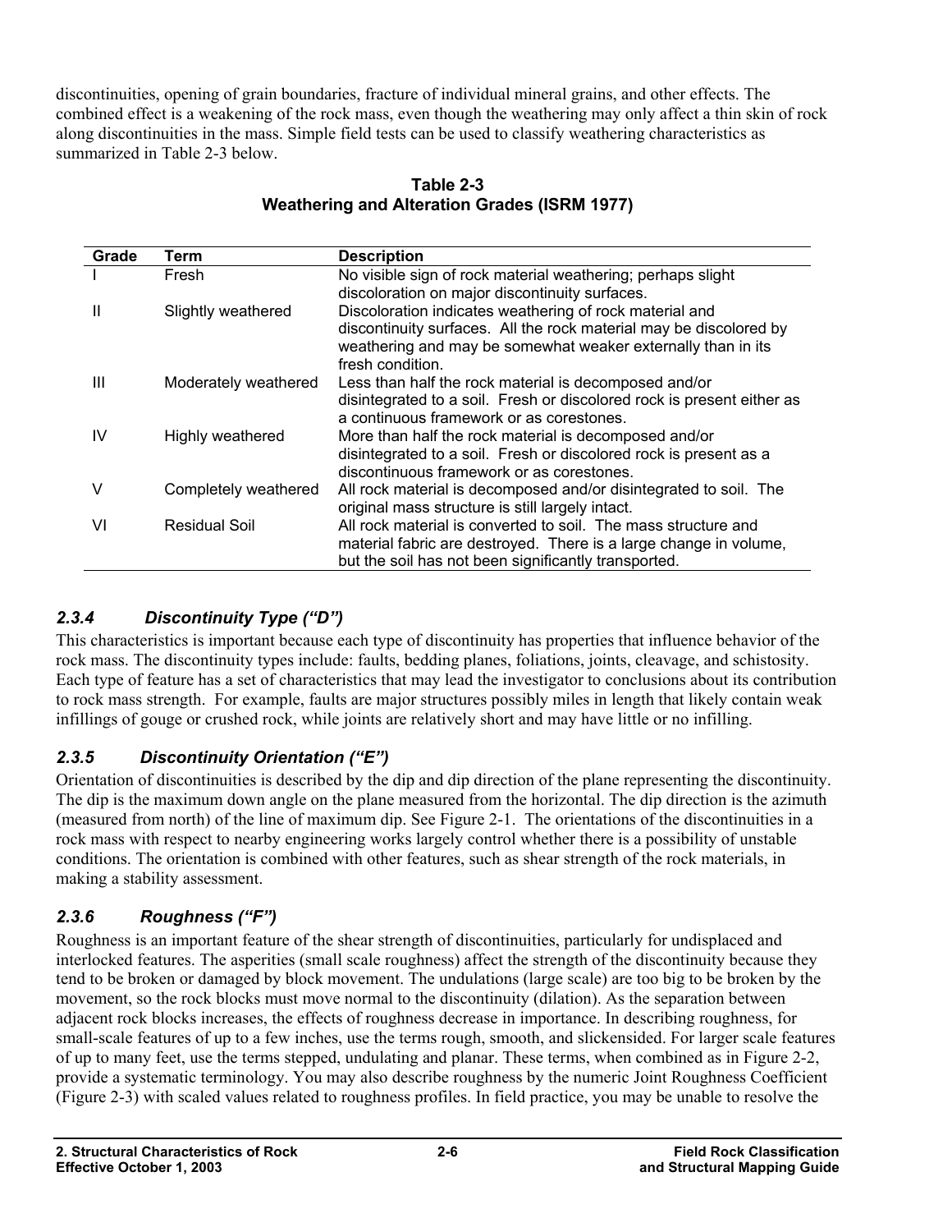discontinuities, opening of grain boundaries, fracture of individual mineral grains, and other effects. The combined effect is a weakening of the rock mass, even though the weathering may only affect a thin skin of rock along discontinuities in the mass. Simple field tests can be used to classify weathering characteristics as summarized in Table 2-3 below.

**Table 2-3**
**Weathering and Alteration Grades (ISRM 1977)**

| Grade | Term | Description |
|---|---|---|
| I | Fresh | No visible sign of rock material weathering; perhaps slight discoloration on major discontinuity surfaces. |
| II | Slightly weathered | Discoloration indicates weathering of rock material and discontinuity surfaces. All the rock material may be discolored by weathering and may be somewhat weaker externally than in its fresh condition. |
| III | Moderately weathered | Less than half the rock material is decomposed and/or disintegrated to a soil. Fresh or discolored rock is present either as a continuous framework or as corestones. |
| IV | Highly weathered | More than half the rock material is decomposed and/or disintegrated to a soil. Fresh or discolored rock is present as a discontinuous framework or as corestones. |
| V | Completely weathered | All rock material is decomposed and/or disintegrated to soil. The original mass structure is still largely intact. |
| VI | Residual Soil | All rock material is converted to soil. The mass structure and material fabric are destroyed. There is a large change in volume, but the soil has not been significantly transported. |

### *2.3.4 Discontinuity Type ("D")*

This characteristics is important because each type of discontinuity has properties that influence behavior of the rock mass. The discontinuity types include: faults, bedding planes, foliations, joints, cleavage, and schistosity. Each type of feature has a set of characteristics that may lead the investigator to conclusions about its contribution to rock mass strength. For example, faults are major structures possibly miles in length that likely contain weak infillings of gouge or crushed rock, while joints are relatively short and may have little or no infilling.

### *2.3.5 Discontinuity Orientation ("E")*

Orientation of discontinuities is described by the dip and dip direction of the plane representing the discontinuity. The dip is the maximum down angle on the plane measured from the horizontal. The dip direction is the azimuth (measured from north) of the line of maximum dip. See Figure 2-1. The orientations of the discontinuities in a rock mass with respect to nearby engineering works largely control whether there is a possibility of unstable conditions. The orientation is combined with other features, such as shear strength of the rock materials, in making a stability assessment.

### *2.3.6 Roughness ("F")*

Roughness is an important feature of the shear strength of discontinuities, particularly for undisplaced and interlocked features. The asperities (small scale roughness) affect the strength of the discontinuity because they tend to be broken or damaged by block movement. The undulations (large scale) are too big to be broken by the movement, so the rock blocks must move normal to the discontinuity (dilation). As the separation between adjacent rock blocks increases, the effects of roughness decrease in importance. In describing roughness, for small-scale features of up to a few inches, use the terms rough, smooth, and slickensided. For larger scale features of up to many feet, use the terms stepped, undulating and planar. These terms, when combined as in Figure 2-2, provide a systematic terminology. You may also describe roughness by the numeric Joint Roughness Coefficient (Figure 2-3) with scaled values related to roughness profiles. In field practice, you may be unable to resolve the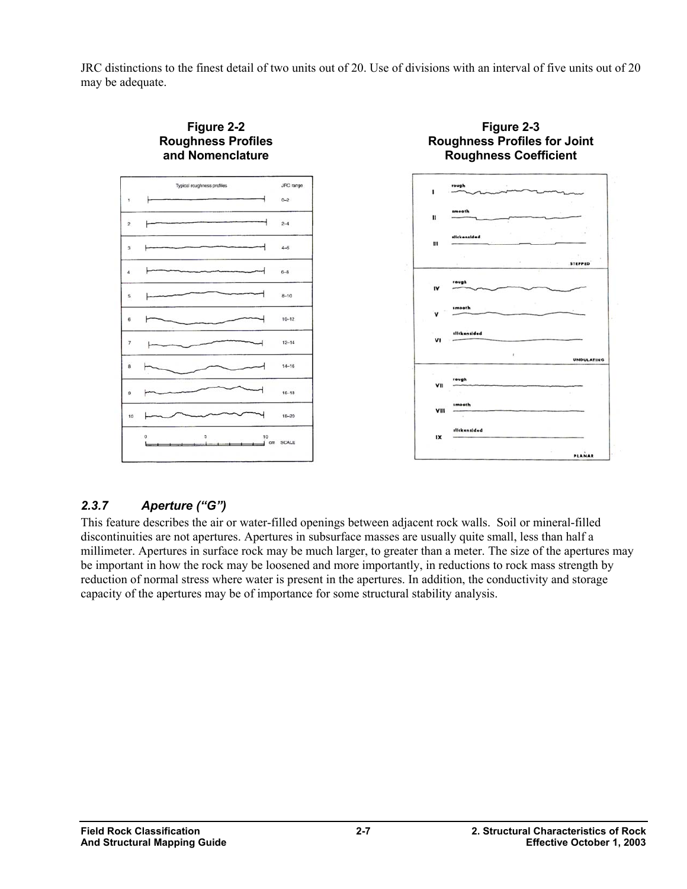JRC distinctions to the finest detail of two units out of 20. Use of divisions with an interval of five units out of 20 may be adequate.

**Figure 2-2**
**Roughness Profiles and Nomenclature**

| | Typical roughness profiles | JRC range |
|---|---|---|
| 1 | | 0–2 |
| 2 | | 2–4 |
| 3 | | 4–6 |
| 4 | | 6–8 |
| 5 | | 8–10 |
| 6 | | 10–12 |
| 7 | | 12–14 |
| 8 | | 14–16 |
| 9 | | 16–18 |
| 10 | | 18–20 |

0 5 10 cm SCALE

**Figure 2-3**
**Roughness Profiles for Joint Roughness Coefficient**

| | | |
|---|---|---|
| I | rough | STEPPED |
| II | smooth | |
| III | slickensided | |
| IV | rough | UNDULATING |
| V | smooth | |
| VI | slickensided | |
| VII | rough | PLANAR |
| VIII | smooth | |
| IX | slickensided | |

### *2.3.7 Aperture ("G")*

This feature describes the air or water-filled openings between adjacent rock walls. Soil or mineral-filled discontinuities are not apertures. Apertures in subsurface masses are usually quite small, less than half a millimeter. Apertures in surface rock may be much larger, to greater than a meter. The size of the apertures may be important in how the rock may be loosened and more importantly, in reductions to rock mass strength by reduction of normal stress where water is present in the apertures. In addition, the conductivity and storage capacity of the apertures may be of importance for some structural stability analysis.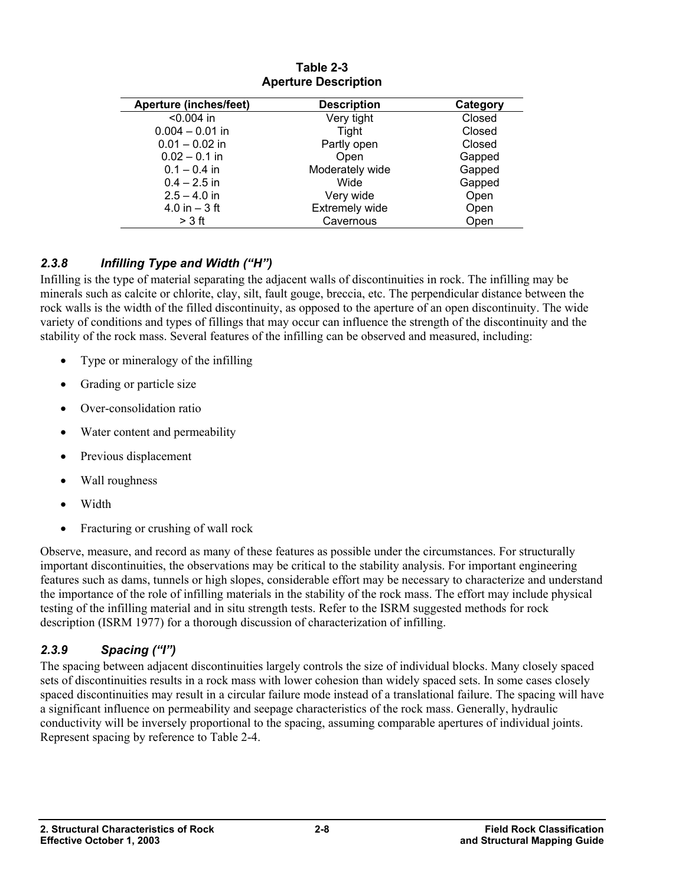**Table 2-3**
**Aperture Description**

| Aperture (inches/feet) | Description | Category |
|---|---|---|
| <0.004 in | Very tight | Closed |
| 0.004 – 0.01 in | Tight | Closed |
| 0.01 – 0.02 in | Partly open | Closed |
| 0.02 – 0.1 in | Open | Gapped |
| 0.1 – 0.4 in | Moderately wide | Gapped |
| 0.4 – 2.5 in | Wide | Gapped |
| 2.5 – 4.0 in | Very wide | Open |
| 4.0 in – 3 ft | Extremely wide | Open |
| > 3 ft | Cavernous | Open |

### *2.3.8 Infilling Type and Width ("H")*

Infilling is the type of material separating the adjacent walls of discontinuities in rock. The infilling may be minerals such as calcite or chlorite, clay, silt, fault gouge, breccia, etc. The perpendicular distance between the rock walls is the width of the filled discontinuity, as opposed to the aperture of an open discontinuity. The wide variety of conditions and types of fillings that may occur can influence the strength of the discontinuity and the stability of the rock mass. Several features of the infilling can be observed and measured, including:

- Type or mineralogy of the infilling
- Grading or particle size
- Over-consolidation ratio
- Water content and permeability
- Previous displacement
- Wall roughness
- Width
- Fracturing or crushing of wall rock

Observe, measure, and record as many of these features as possible under the circumstances. For structurally important discontinuities, the observations may be critical to the stability analysis. For important engineering features such as dams, tunnels or high slopes, considerable effort may be necessary to characterize and understand the importance of the role of infilling materials in the stability of the rock mass. The effort may include physical testing of the infilling material and in situ strength tests. Refer to the ISRM suggested methods for rock description (ISRM 1977) for a thorough discussion of characterization of infilling.

### *2.3.9 Spacing ("I")*

The spacing between adjacent discontinuities largely controls the size of individual blocks. Many closely spaced sets of discontinuities results in a rock mass with lower cohesion than widely spaced sets. In some cases closely spaced discontinuities may result in a circular failure mode instead of a translational failure. The spacing will have a significant influence on permeability and seepage characteristics of the rock mass. Generally, hydraulic conductivity will be inversely proportional to the spacing, assuming comparable apertures of individual joints. Represent spacing by reference to Table 2-4.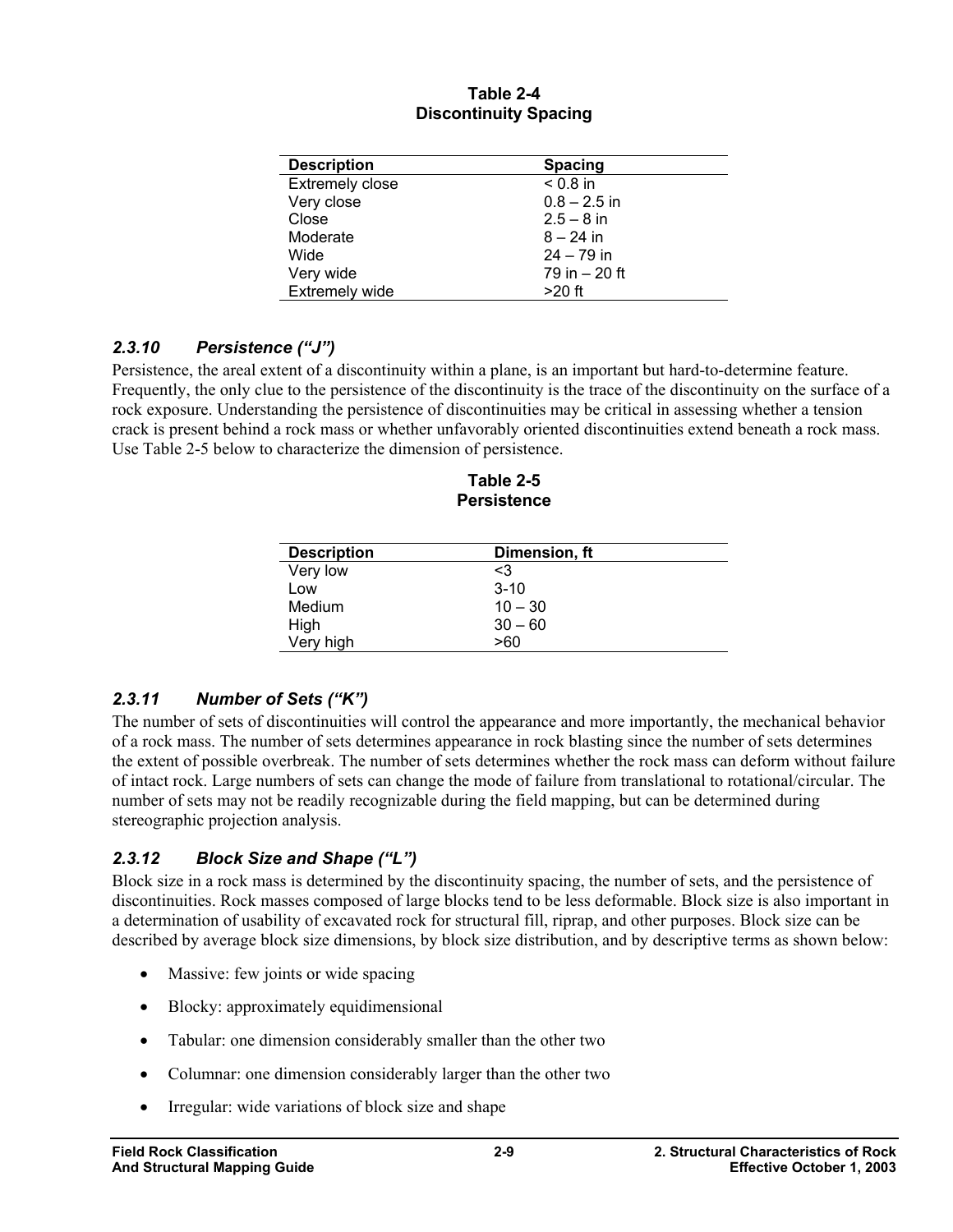**Table 2-4**
**Discontinuity Spacing**

| Description | Spacing |
|---|---|
| Extremely close | < 0.8 in |
| Very close | 0.8 – 2.5 in |
| Close | 2.5 – 8 in |
| Moderate | 8 – 24 in |
| Wide | 24 – 79 in |
| Very wide | 79 in – 20 ft |
| Extremely wide | >20 ft |

### *2.3.10 Persistence ("J")*

Persistence, the areal extent of a discontinuity within a plane, is an important but hard-to-determine feature. Frequently, the only clue to the persistence of the discontinuity is the trace of the discontinuity on the surface of a rock exposure. Understanding the persistence of discontinuities may be critical in assessing whether a tension crack is present behind a rock mass or whether unfavorably oriented discontinuities extend beneath a rock mass. Use Table 2-5 below to characterize the dimension of persistence.

**Table 2-5**
**Persistence**

| Description | Dimension, ft |
|---|---|
| Very low | <3 |
| Low | 3-10 |
| Medium | 10 – 30 |
| High | 30 – 60 |
| Very high | >60 |

### *2.3.11 Number of Sets ("K")*

The number of sets of discontinuities will control the appearance and more importantly, the mechanical behavior of a rock mass. The number of sets determines appearance in rock blasting since the number of sets determines the extent of possible overbreak. The number of sets determines whether the rock mass can deform without failure of intact rock. Large numbers of sets can change the mode of failure from translational to rotational/circular. The number of sets may not be readily recognizable during the field mapping, but can be determined during stereographic projection analysis.

### *2.3.12 Block Size and Shape ("L")*

Block size in a rock mass is determined by the discontinuity spacing, the number of sets, and the persistence of discontinuities. Rock masses composed of large blocks tend to be less deformable. Block size is also important in a determination of usability of excavated rock for structural fill, riprap, and other purposes. Block size can be described by average block size dimensions, by block size distribution, and by descriptive terms as shown below:

- Massive: few joints or wide spacing
- Blocky: approximately equidimensional
- Tabular: one dimension considerably smaller than the other two
- Columnar: one dimension considerably larger than the other two
- Irregular: wide variations of block size and shape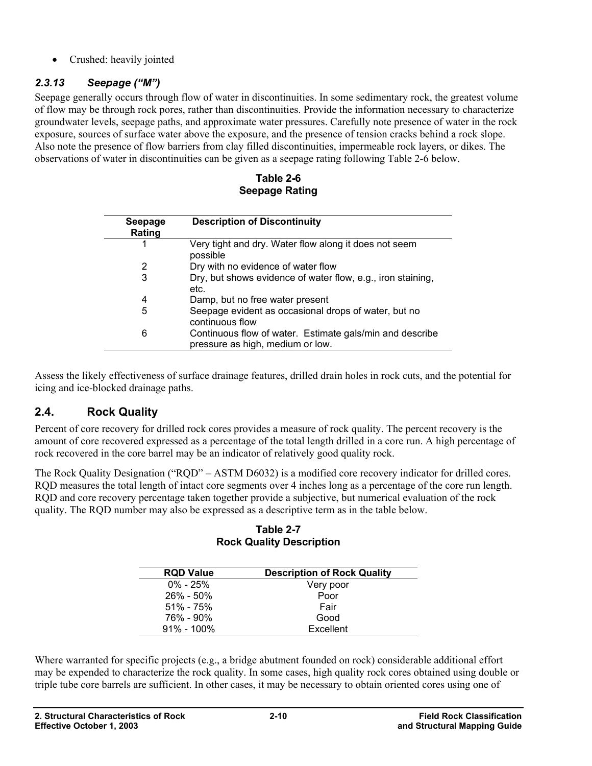- Crushed: heavily jointed

### *2.3.13 Seepage ("M")*

Seepage generally occurs through flow of water in discontinuities. In some sedimentary rock, the greatest volume of flow may be through rock pores, rather than discontinuities. Provide the information necessary to characterize groundwater levels, seepage paths, and approximate water pressures. Carefully note presence of water in the rock exposure, sources of surface water above the exposure, and the presence of tension cracks behind a rock slope. Also note the presence of flow barriers from clay filled discontinuities, impermeable rock layers, or dikes. The observations of water in discontinuities can be given as a seepage rating following Table 2-6 below.

**Table 2-6**
**Seepage Rating**

| Seepage Rating | Description of Discontinuity |
|---|---|
| 1 | Very tight and dry. Water flow along it does not seem possible |
| 2 | Dry with no evidence of water flow |
| 3 | Dry, but shows evidence of water flow, e.g., iron staining, etc. |
| 4 | Damp, but no free water present |
| 5 | Seepage evident as occasional drops of water, but no continuous flow |
| 6 | Continuous flow of water. Estimate gals/min and describe pressure as high, medium or low. |

Assess the likely effectiveness of surface drainage features, drilled drain holes in rock cuts, and the potential for icing and ice-blocked drainage paths.

## 2.4. Rock Quality

Percent of core recovery for drilled rock cores provides a measure of rock quality. The percent recovery is the amount of core recovered expressed as a percentage of the total length drilled in a core run. A high percentage of rock recovered in the core barrel may be an indicator of relatively good quality rock.

The Rock Quality Designation ("RQD" – ASTM D6032) is a modified core recovery indicator for drilled cores. RQD measures the total length of intact core segments over 4 inches long as a percentage of the core run length. RQD and core recovery percentage taken together provide a subjective, but numerical evaluation of the rock quality. The RQD number may also be expressed as a descriptive term as in the table below.

**Table 2-7**
**Rock Quality Description**

| RQD Value | Description of Rock Quality |
|---|---|
| 0% - 25% | Very poor |
| 26% - 50% | Poor |
| 51% - 75% | Fair |
| 76% - 90% | Good |
| 91% - 100% | Excellent |

Where warranted for specific projects (e.g., a bridge abutment founded on rock) considerable additional effort may be expended to characterize the rock quality. In some cases, high quality rock cores obtained using double or triple tube core barrels are sufficient. In other cases, it may be necessary to obtain oriented cores using one of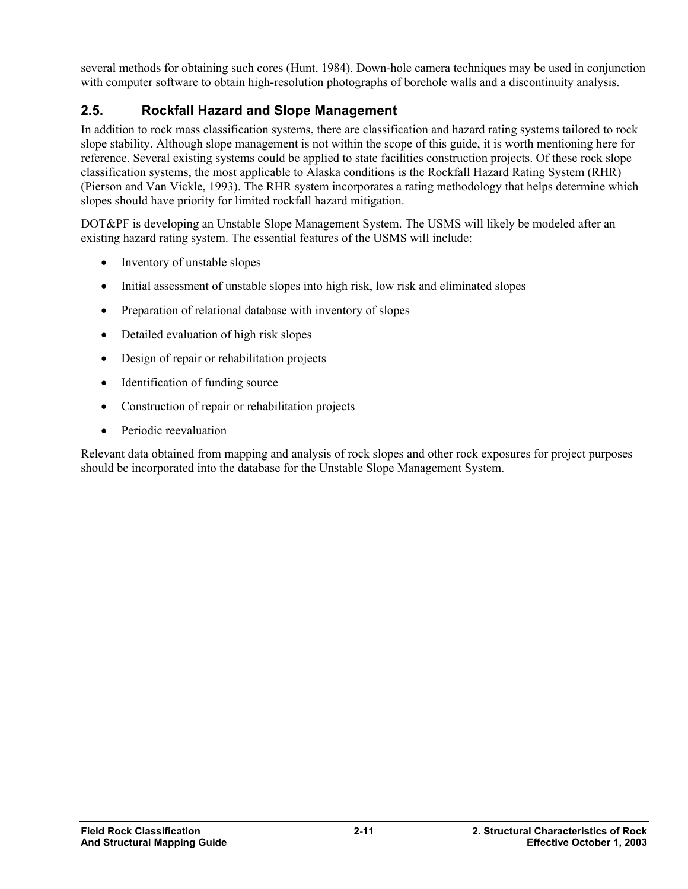several methods for obtaining such cores (Hunt, 1984). Down-hole camera techniques may be used in conjunction with computer software to obtain high-resolution photographs of borehole walls and a discontinuity analysis.

## 2.5. Rockfall Hazard and Slope Management

In addition to rock mass classification systems, there are classification and hazard rating systems tailored to rock slope stability. Although slope management is not within the scope of this guide, it is worth mentioning here for reference. Several existing systems could be applied to state facilities construction projects. Of these rock slope classification systems, the most applicable to Alaska conditions is the Rockfall Hazard Rating System (RHR) (Pierson and Van Vickle, 1993). The RHR system incorporates a rating methodology that helps determine which slopes should have priority for limited rockfall hazard mitigation.

DOT&PF is developing an Unstable Slope Management System. The USMS will likely be modeled after an existing hazard rating system. The essential features of the USMS will include:

- Inventory of unstable slopes
- Initial assessment of unstable slopes into high risk, low risk and eliminated slopes
- Preparation of relational database with inventory of slopes
- Detailed evaluation of high risk slopes
- Design of repair or rehabilitation projects
- Identification of funding source
- Construction of repair or rehabilitation projects
- Periodic reevaluation

Relevant data obtained from mapping and analysis of rock slopes and other rock exposures for project purposes should be incorporated into the database for the Unstable Slope Management System.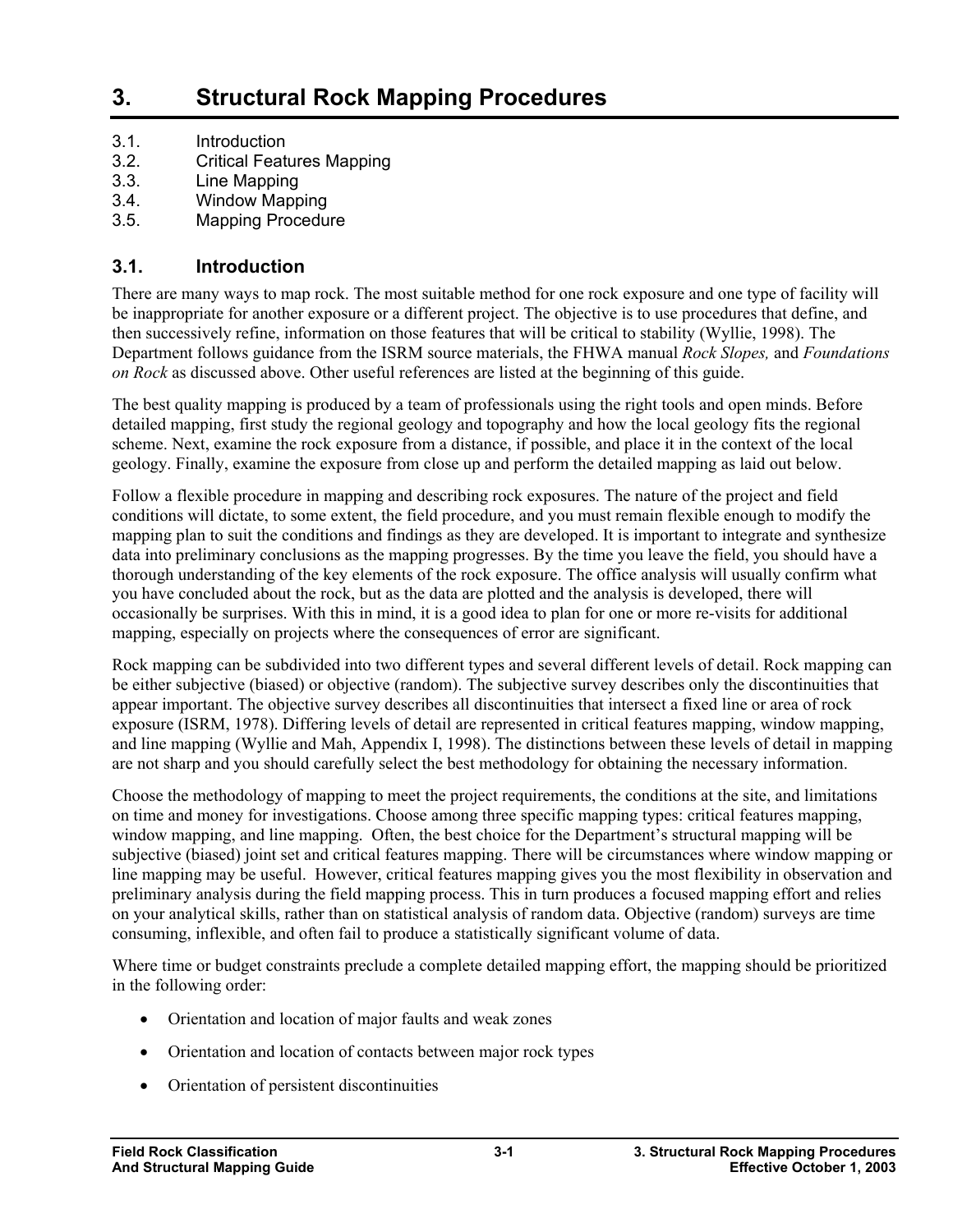# 3. Structural Rock Mapping Procedures

3.1. Introduction
3.2. Critical Features Mapping
3.3. Line Mapping
3.4. Window Mapping
3.5. Mapping Procedure

## 3.1. Introduction

There are many ways to map rock. The most suitable method for one rock exposure and one type of facility will be inappropriate for another exposure or a different project. The objective is to use procedures that define, and then successively refine, information on those features that will be critical to stability (Wyllie, 1998). The Department follows guidance from the ISRM source materials, the FHWA manual *Rock Slopes,* and *Foundations on Rock* as discussed above. Other useful references are listed at the beginning of this guide.

The best quality mapping is produced by a team of professionals using the right tools and open minds. Before detailed mapping, first study the regional geology and topography and how the local geology fits the regional scheme. Next, examine the rock exposure from a distance, if possible, and place it in the context of the local geology. Finally, examine the exposure from close up and perform the detailed mapping as laid out below.

Follow a flexible procedure in mapping and describing rock exposures. The nature of the project and field conditions will dictate, to some extent, the field procedure, and you must remain flexible enough to modify the mapping plan to suit the conditions and findings as they are developed. It is important to integrate and synthesize data into preliminary conclusions as the mapping progresses. By the time you leave the field, you should have a thorough understanding of the key elements of the rock exposure. The office analysis will usually confirm what you have concluded about the rock, but as the data are plotted and the analysis is developed, there will occasionally be surprises. With this in mind, it is a good idea to plan for one or more re-visits for additional mapping, especially on projects where the consequences of error are significant.

Rock mapping can be subdivided into two different types and several different levels of detail. Rock mapping can be either subjective (biased) or objective (random). The subjective survey describes only the discontinuities that appear important. The objective survey describes all discontinuities that intersect a fixed line or area of rock exposure (ISRM, 1978). Differing levels of detail are represented in critical features mapping, window mapping, and line mapping (Wyllie and Mah, Appendix I, 1998). The distinctions between these levels of detail in mapping are not sharp and you should carefully select the best methodology for obtaining the necessary information.

Choose the methodology of mapping to meet the project requirements, the conditions at the site, and limitations on time and money for investigations. Choose among three specific mapping types: critical features mapping, window mapping, and line mapping. Often, the best choice for the Department's structural mapping will be subjective (biased) joint set and critical features mapping. There will be circumstances where window mapping or line mapping may be useful. However, critical features mapping gives you the most flexibility in observation and preliminary analysis during the field mapping process. This in turn produces a focused mapping effort and relies on your analytical skills, rather than on statistical analysis of random data. Objective (random) surveys are time consuming, inflexible, and often fail to produce a statistically significant volume of data.

Where time or budget constraints preclude a complete detailed mapping effort, the mapping should be prioritized in the following order:

- Orientation and location of major faults and weak zones
- Orientation and location of contacts between major rock types
- Orientation of persistent discontinuities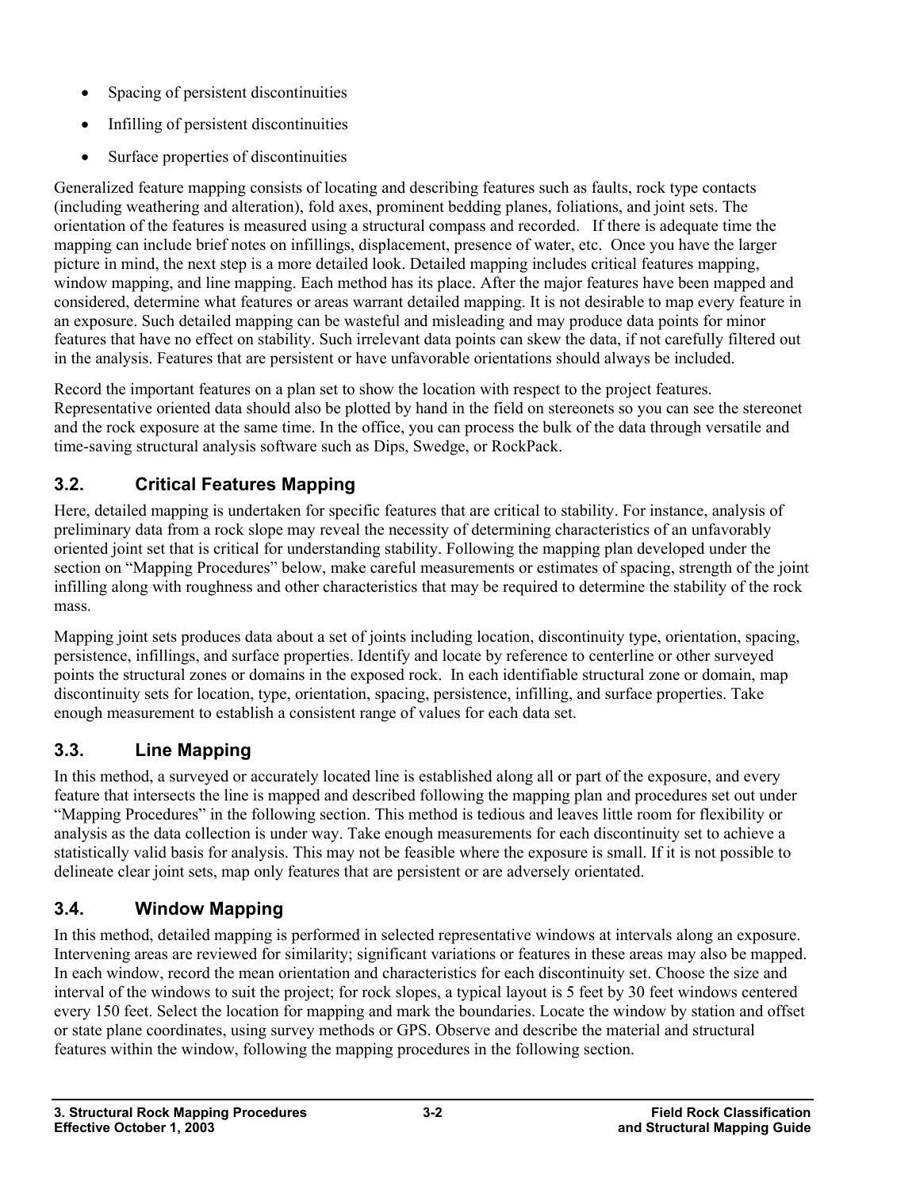- Spacing of persistent discontinuities
- Infilling of persistent discontinuities
- Surface properties of discontinuities

Generalized feature mapping consists of locating and describing features such as faults, rock type contacts (including weathering and alteration), fold axes, prominent bedding planes, foliations, and joint sets. The orientation of the features is measured using a structural compass and recorded. If there is adequate time the mapping can include brief notes on infillings, displacement, presence of water, etc. Once you have the larger picture in mind, the next step is a more detailed look. Detailed mapping includes critical features mapping, window mapping, and line mapping. Each method has its place. After the major features have been mapped and considered, determine what features or areas warrant detailed mapping. It is not desirable to map every feature in an exposure. Such detailed mapping can be wasteful and misleading and may produce data points for minor features that have no effect on stability. Such irrelevant data points can skew the data, if not carefully filtered out in the analysis. Features that are persistent or have unfavorable orientations should always be included.

Record the important features on a plan set to show the location with respect to the project features. Representative oriented data should also be plotted by hand in the field on stereonets so you can see the stereonet and the rock exposure at the same time. In the office, you can process the bulk of the data through versatile and time-saving structural analysis software such as Dips, Swedge, or RockPack.

## 3.2. Critical Features Mapping

Here, detailed mapping is undertaken for specific features that are critical to stability. For instance, analysis of preliminary data from a rock slope may reveal the necessity of determining characteristics of an unfavorably oriented joint set that is critical for understanding stability. Following the mapping plan developed under the section on "Mapping Procedures" below, make careful measurements or estimates of spacing, strength of the joint infilling along with roughness and other characteristics that may be required to determine the stability of the rock mass.

Mapping joint sets produces data about a set of joints including location, discontinuity type, orientation, spacing, persistence, infillings, and surface properties. Identify and locate by reference to centerline or other surveyed points the structural zones or domains in the exposed rock. In each identifiable structural zone or domain, map discontinuity sets for location, type, orientation, spacing, persistence, infilling, and surface properties. Take enough measurement to establish a consistent range of values for each data set.

## 3.3. Line Mapping

In this method, a surveyed or accurately located line is established along all or part of the exposure, and every feature that intersects the line is mapped and described following the mapping plan and procedures set out under "Mapping Procedures" in the following section. This method is tedious and leaves little room for flexibility or analysis as the data collection is under way. Take enough measurements for each discontinuity set to achieve a statistically valid basis for analysis. This may not be feasible where the exposure is small. If it is not possible to delineate clear joint sets, map only features that are persistent or are adversely orientated.

## 3.4. Window Mapping

In this method, detailed mapping is performed in selected representative windows at intervals along an exposure. Intervening areas are reviewed for similarity; significant variations or features in these areas may also be mapped. In each window, record the mean orientation and characteristics for each discontinuity set. Choose the size and interval of the windows to suit the project; for rock slopes, a typical layout is 5 feet by 30 feet windows centered every 150 feet. Select the location for mapping and mark the boundaries. Locate the window by station and offset or state plane coordinates, using survey methods or GPS. Observe and describe the material and structural features within the window, following the mapping procedures in the following section.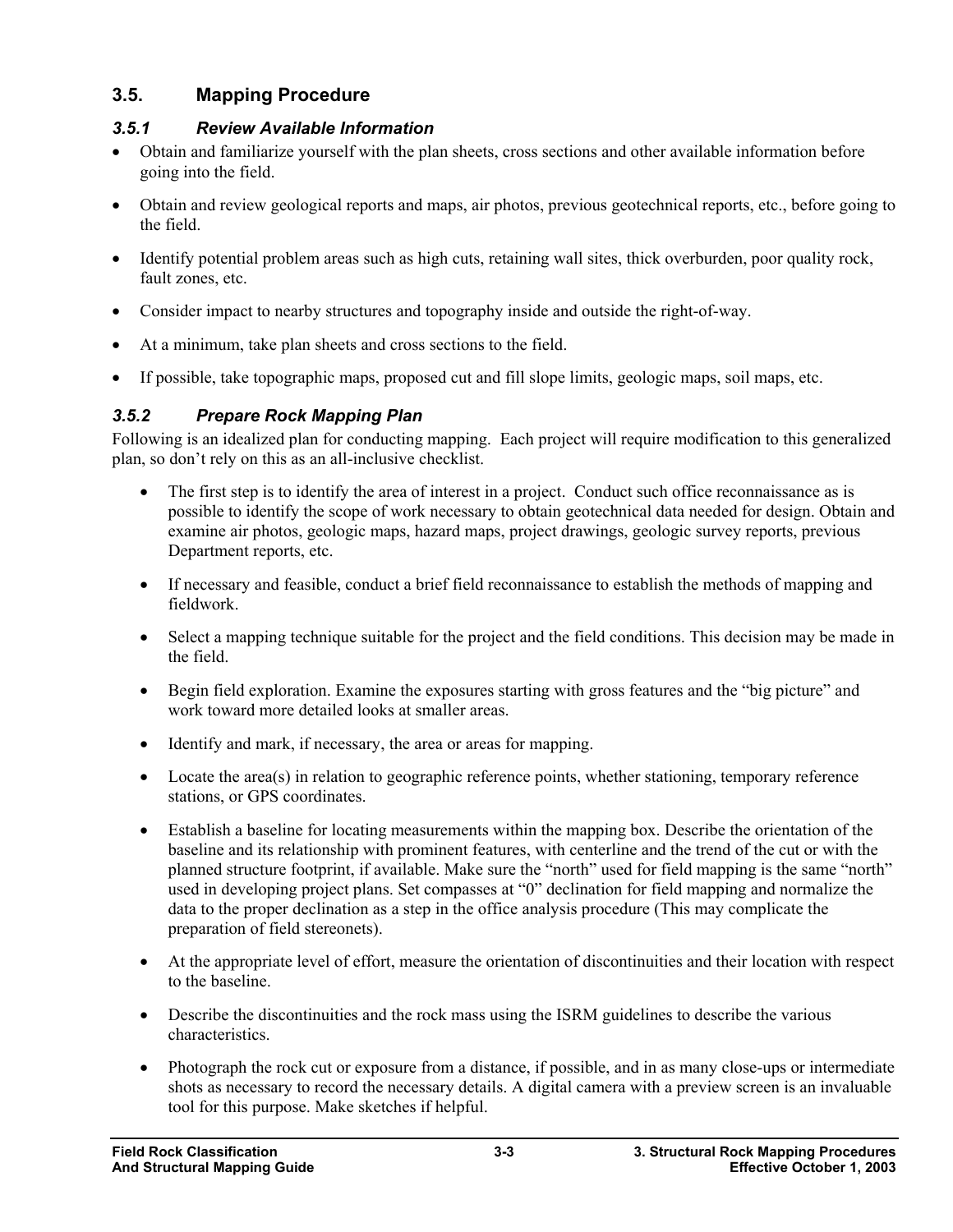## 3.5. Mapping Procedure

### *3.5.1 Review Available Information*

- Obtain and familiarize yourself with the plan sheets, cross sections and other available information before going into the field.
- Obtain and review geological reports and maps, air photos, previous geotechnical reports, etc., before going to the field.
- Identify potential problem areas such as high cuts, retaining wall sites, thick overburden, poor quality rock, fault zones, etc.
- Consider impact to nearby structures and topography inside and outside the right-of-way.
- At a minimum, take plan sheets and cross sections to the field.
- If possible, take topographic maps, proposed cut and fill slope limits, geologic maps, soil maps, etc.

### *3.5.2 Prepare Rock Mapping Plan*

Following is an idealized plan for conducting mapping. Each project will require modification to this generalized plan, so don't rely on this as an all-inclusive checklist.

- The first step is to identify the area of interest in a project. Conduct such office reconnaissance as is possible to identify the scope of work necessary to obtain geotechnical data needed for design. Obtain and examine air photos, geologic maps, hazard maps, project drawings, geologic survey reports, previous Department reports, etc.
- If necessary and feasible, conduct a brief field reconnaissance to establish the methods of mapping and fieldwork.
- Select a mapping technique suitable for the project and the field conditions. This decision may be made in the field.
- Begin field exploration. Examine the exposures starting with gross features and the "big picture" and work toward more detailed looks at smaller areas.
- Identify and mark, if necessary, the area or areas for mapping.
- Locate the area(s) in relation to geographic reference points, whether stationing, temporary reference stations, or GPS coordinates.
- Establish a baseline for locating measurements within the mapping box. Describe the orientation of the baseline and its relationship with prominent features, with centerline and the trend of the cut or with the planned structure footprint, if available. Make sure the "north" used for field mapping is the same "north" used in developing project plans. Set compasses at "0" declination for field mapping and normalize the data to the proper declination as a step in the office analysis procedure (This may complicate the preparation of field stereonets).
- At the appropriate level of effort, measure the orientation of discontinuities and their location with respect to the baseline.
- Describe the discontinuities and the rock mass using the ISRM guidelines to describe the various characteristics.
- Photograph the rock cut or exposure from a distance, if possible, and in as many close-ups or intermediate shots as necessary to record the necessary details. A digital camera with a preview screen is an invaluable tool for this purpose. Make sketches if helpful.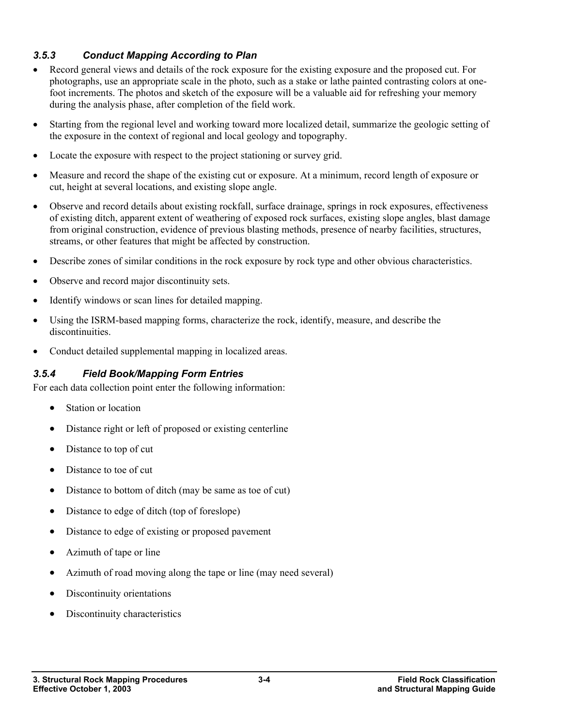### *3.5.3 Conduct Mapping According to Plan*

- Record general views and details of the rock exposure for the existing exposure and the proposed cut. For photographs, use an appropriate scale in the photo, such as a stake or lathe painted contrasting colors at one-foot increments. The photos and sketch of the exposure will be a valuable aid for refreshing your memory during the analysis phase, after completion of the field work.
- Starting from the regional level and working toward more localized detail, summarize the geologic setting of the exposure in the context of regional and local geology and topography.
- Locate the exposure with respect to the project stationing or survey grid.
- Measure and record the shape of the existing cut or exposure. At a minimum, record length of exposure or cut, height at several locations, and existing slope angle.
- Observe and record details about existing rockfall, surface drainage, springs in rock exposures, effectiveness of existing ditch, apparent extent of weathering of exposed rock surfaces, existing slope angles, blast damage from original construction, evidence of previous blasting methods, presence of nearby facilities, structures, streams, or other features that might be affected by construction.
- Describe zones of similar conditions in the rock exposure by rock type and other obvious characteristics.
- Observe and record major discontinuity sets.
- Identify windows or scan lines for detailed mapping.
- Using the ISRM-based mapping forms, characterize the rock, identify, measure, and describe the discontinuities.
- Conduct detailed supplemental mapping in localized areas.

### *3.5.4 Field Book/Mapping Form Entries*

For each data collection point enter the following information:

- Station or location
- Distance right or left of proposed or existing centerline
- Distance to top of cut
- Distance to toe of cut
- Distance to bottom of ditch (may be same as toe of cut)
- Distance to edge of ditch (top of foreslope)
- Distance to edge of existing or proposed pavement
- Azimuth of tape or line
- Azimuth of road moving along the tape or line (may need several)
- Discontinuity orientations
- Discontinuity characteristics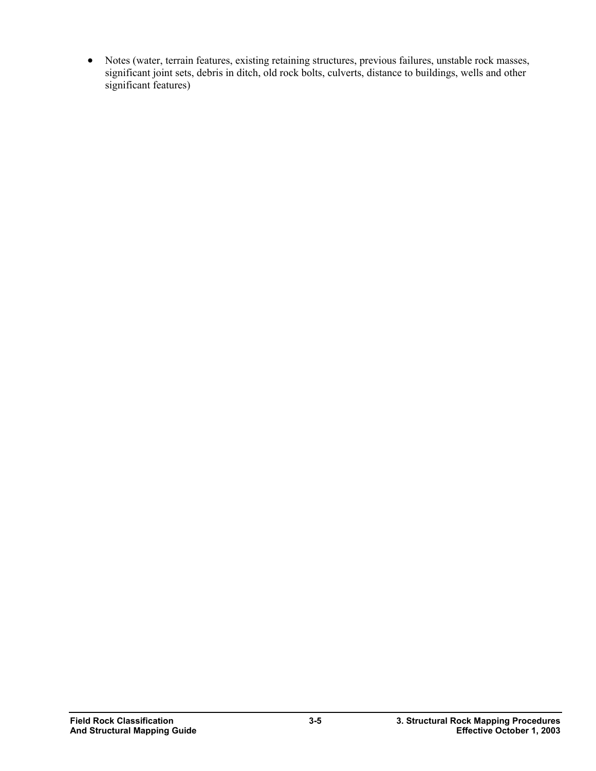- Notes (water, terrain features, existing retaining structures, previous failures, unstable rock masses, significant joint sets, debris in ditch, old rock bolts, culverts, distance to buildings, wells and other significant features)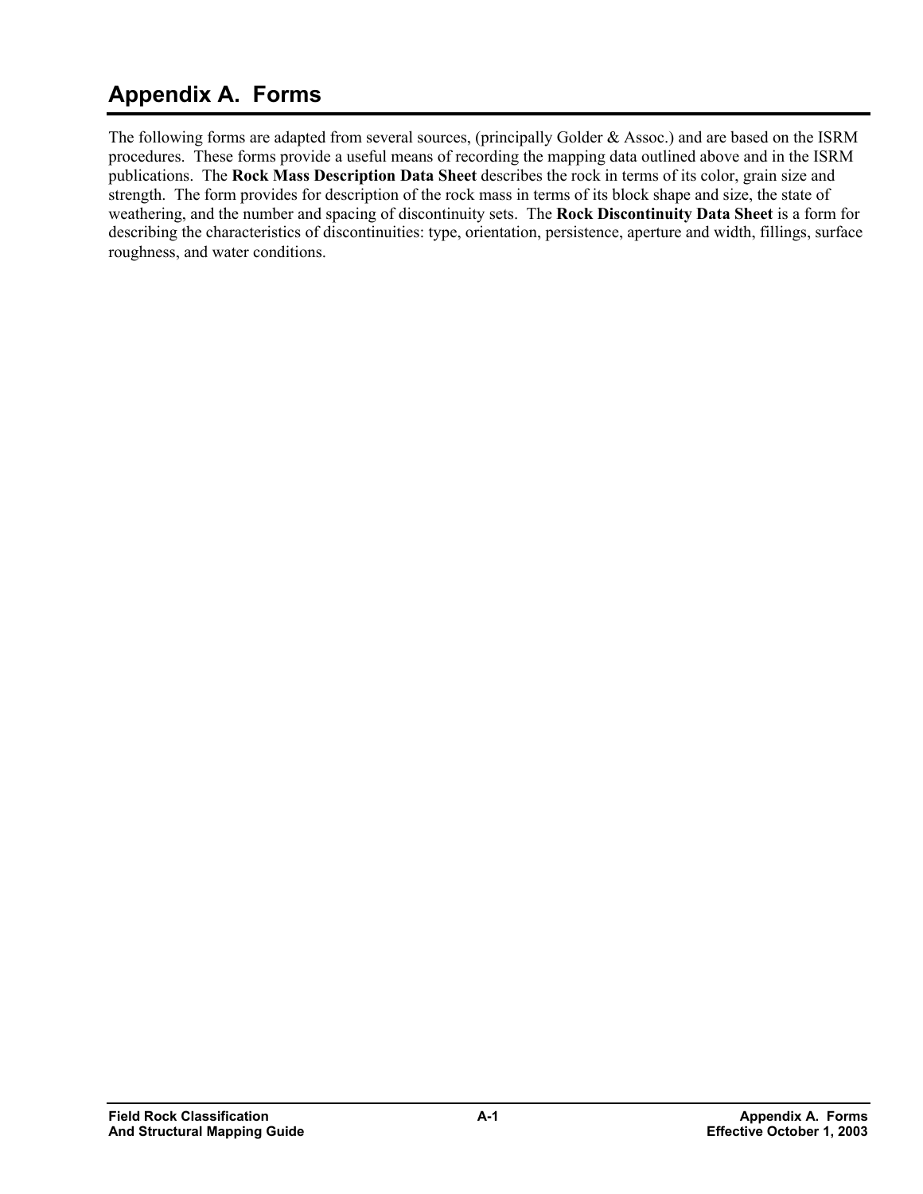# Appendix A.  Forms

The following forms are adapted from several sources, (principally Golder & Assoc.) and are based on the ISRM procedures.  These forms provide a useful means of recording the mapping data outlined above and in the ISRM publications.  The **Rock Mass Description Data Sheet** describes the rock in terms of its color, grain size and strength.  The form provides for description of the rock mass in terms of its block shape and size, the state of weathering, and the number and spacing of discontinuity sets.  The **Rock Discontinuity Data Sheet** is a form for describing the characteristics of discontinuities: type, orientation, persistence, aperture and width, fillings, surface roughness, and water conditions.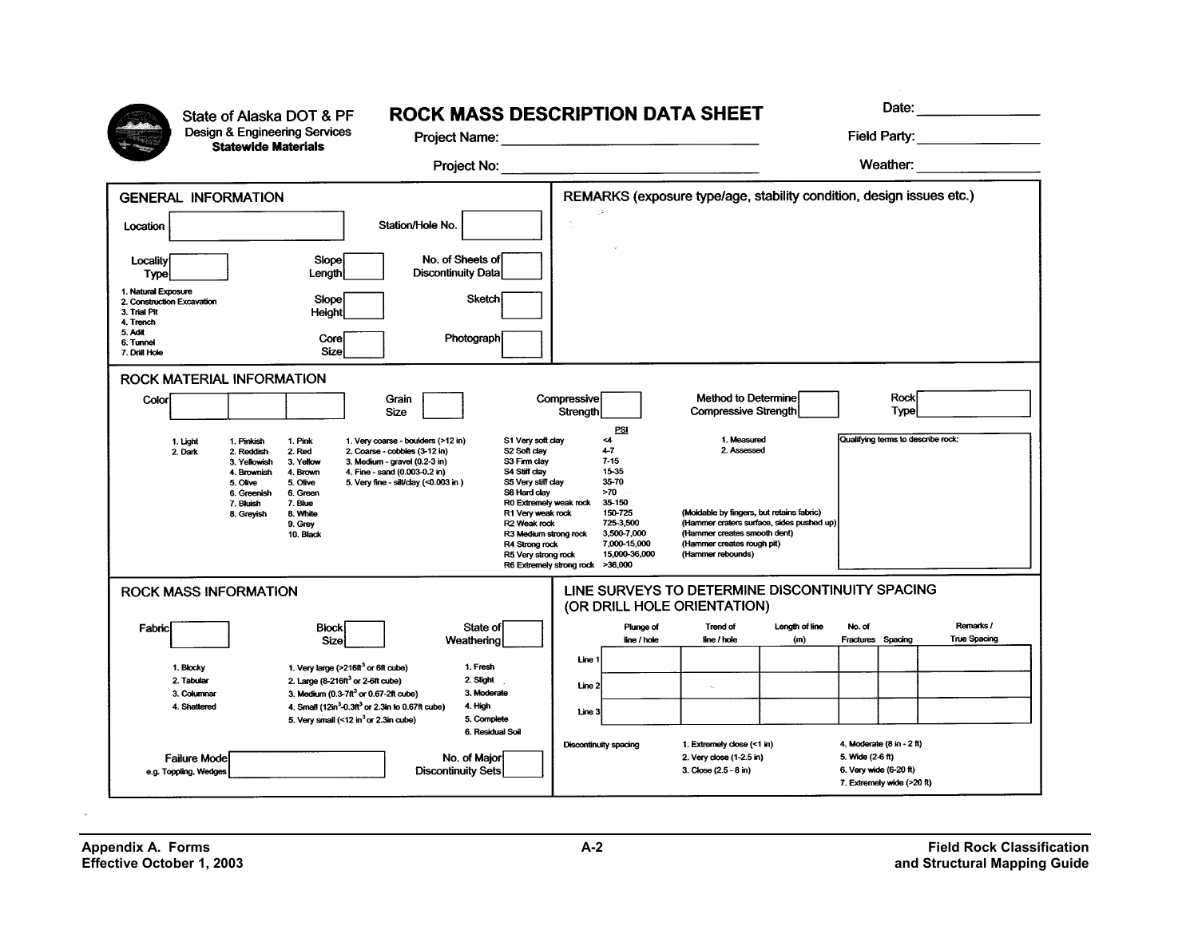State of Alaska DOT & PF
Design & Engineering Services
**Statewide Materials**

# ROCK MASS DESCRIPTION DATA SHEET

Project Name: ______________________

Project No: ______________________

Date: ______________

Field Party: ______________

Weather: ______________

## GENERAL INFORMATION

Location [ ] Station/Hole No. [ ]

Locality Type [ ] Slope Length [ ] No. of Sheets of Discontinuity Data [ ]

1. Natural Exposure
2. Construction Excavation
3. Trial Pit
4. Trench
5. Adit
6. Tunnel
7. Drill Hole

Slope Height [ ] Sketch [ ]

Core Size [ ] Photograph [ ]

## REMARKS (exposure type/age, stability condition, design issues etc.)

## ROCK MATERIAL INFORMATION

Color [ ] [ ] [ ] Grain Size [ ] Compressive Strength [ ] Method to Determine Compressive Strength [ ] Rock Type [ ]

Color:

| | | |
|---|---|---|
| 1. Light | 1. Pinkish | 1. Pink |
| 2. Dark | 2. Reddish | 2. Red |
| | 3. Yellowish | 3. Yellow |
| | 4. Brownish | 4. Brown |
| | 5. Olive | 5. Olive |
| | 6. Greenish | 6. Green |
| | 7. Bluish | 7. Blue |
| | 8. Greyish | 8. White |
| | | 9. Grey |
| | | 10. Black |

Grain Size:

1. Very coarse - boulders (>12 in)
2. Coarse - cobbles (3-12 in)
3. Medium - gravel (0.2-3 in)
4. Fine - sand (0.003-0.2 in)
5. Very fine - silt/clay (<0.003 in)

Compressive Strength:

| | PSI | |
|---|---|---|
| S1 Very soft clay | <4 | |
| S2 Soft clay | 4-7 | |
| S3 Firm clay | 7-15 | |
| S4 Stiff clay | 15-35 | |
| S5 Very stiff clay | 35-70 | |
| S6 Hard clay | >70 | |
| R0 Extremely weak rock | 35-150 | |
| R1 Very weak rock | 150-725 | (Moldable by fingers, but retains fabric) |
| R2 Weak rock | 725-3,500 | (Hammer craters surface, sides pushed up) |
| R3 Medium strong rock | 3,500-7,000 | (Hammer creates smooth dent) |
| R4 Strong rock | 7,000-15,000 | (Hammer creates rough pit) |
| R5 Very strong rock | 15,000-36,000 | (Hammer rebounds) |
| R6 Extremely strong rock | >36,000 | |

Method to Determine Compressive Strength:

1. Measured
2. Assessed

Qualifying terms to describe rock:

## ROCK MASS INFORMATION

Fabric [ ] Block Size [ ] State of Weathering [ ]

Fabric:

1. Blocky
2. Tabular
3. Columnar
4. Shattered

Block Size:

1. Very large (>216ft³ or 6ft cube)
2. Large (8-216ft³ or 2-6ft cube)
3. Medium (0.3-7ft³ or 0.67-2ft cube)
4. Small (12in³-0.3ft³ or 2.3in to 0.67ft cube)
5. Very small (<12 in³ or 2.3in cube)

State of Weathering:

1. Fresh
2. Slight
3. Moderate
4. High
5. Complete
6. Residual Soil

Failure Mode (e.g. Toppling, Wedges) [ ] No. of Major Discontinuity Sets [ ]

## LINE SURVEYS TO DETERMINE DISCONTINUITY SPACING (OR DRILL HOLE ORIENTATION)

| | Plunge of line / hole | Trend of line / hole | Length of line (m) | No. of Fractures | Spacing | Remarks / True Spacing |
|---|---|---|---|---|---|---|
| Line 1 | | | | | | |
| Line 2 | | | | | | |
| Line 3 | | | | | | |

Discontinuity spacing

1. Extremely close (<1 in)
2. Very close (1-2.5 in)
3. Close (2.5 - 8 in)
4. Moderate (8 in - 2 ft)
5. Wide (2-6 ft)
6. Very wide (6-20 ft)
7. Extremely wide (>20 ft)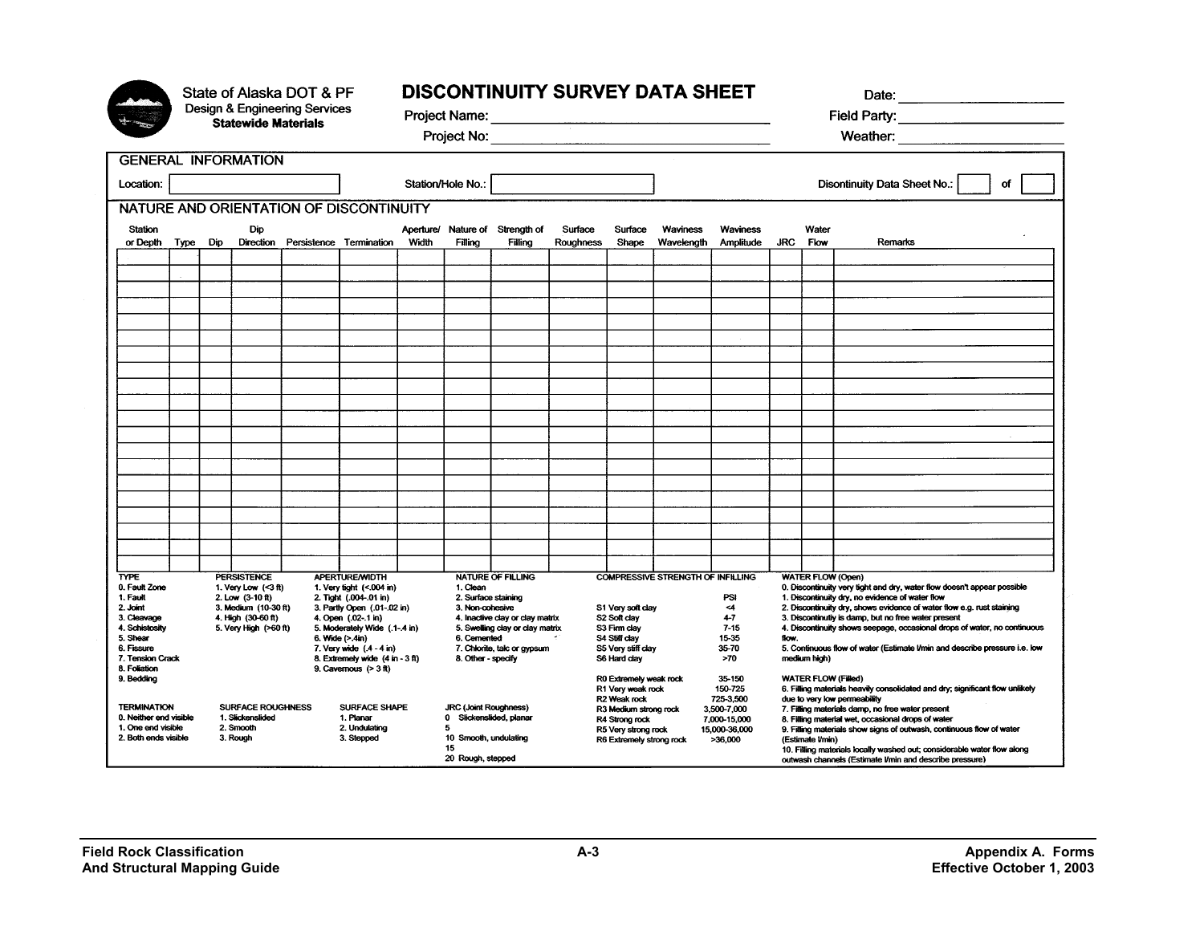State of Alaska DOT & PF
Design & Engineering Services
**Statewide Materials**

# DISCONTINUITY SURVEY DATA SHEET

Project Name: ______________________

Project No: ______________________

Date: ______________________

Field Party: ______________________

Weather: ______________________

## GENERAL INFORMATION

Location: [ ] Station/Hole No.: [ ] Discontinuity Data Sheet No.: [ ] of [ ]

## NATURE AND ORIENTATION OF DISCONTINUITY

| Station or Depth | Type | Dip | Dip Direction | Persistence | Termination | Aperture/ Width | Nature of Filling | Strength of Filling | Surface Roughness | Surface Shape | Waviness Wavelength | Waviness Amplitude | JRC | Water Flow | Remarks |
|---|---|---|---|---|---|---|---|---|---|---|---|---|---|---|---|
| | | | | | | | | | | | | | | | |
| | | | | | | | | | | | | | | | |
| | | | | | | | | | | | | | | | |
| | | | | | | | | | | | | | | | |
| | | | | | | | | | | | | | | | |
| | | | | | | | | | | | | | | | |
| | | | | | | | | | | | | | | | |
| | | | | | | | | | | | | | | | |
| | | | | | | | | | | | | | | | |
| | | | | | | | | | | | | | | | |
| | | | | | | | | | | | | | | | |
| | | | | | | | | | | | | | | | |
| | | | | | | | | | | | | | | | |
| | | | | | | | | | | | | | | | |
| | | | | | | | | | | | | | | | |
| | | | | | | | | | | | | | | | |
| | | | | | | | | | | | | | | | |
| | | | | | | | | | | | | | | | |
| | | | | | | | | | | | | | | | |

**TYPE**
0. Fault Zone
1. Fault
2. Joint
3. Cleavage
4. Schistosity
5. Shear
6. Fissure
7. Tension Crack
8. Foliation
9. Bedding

**PERSISTENCE**
1. Very Low (<3 ft)
2. Low (3-10 ft)
3. Medium (10-30 ft)
4. High (30-60 ft)
5. Very High (>60 ft)

**APERTURE/WIDTH**
1. Very tight (<.004 in)
2. Tight (.004-.01 in)
3. Partly Open (.01-.02 in)
4. Open (.02-.1 in)
5. Moderately Wide (.1-.4 in)
6. Wide (>.4in)
7. Very wide (.4 - 4 in)
8. Extremely wide (4 in - 3 ft)
9. Cavernous (> 3 ft)

**NATURE OF FILLING**
1. Clean
2. Surface staining
3. Non-cohesive
4. Inactive clay or clay matrix
5. Swelling clay or clay matrix
6. Cemented
7. Chlorite, talc or gypsum
8. Other - specify

**COMPRESSIVE STRENGTH OF INFILLING**

| | PSI |
|---|---|
| S1 Very soft clay | <4 |
| S2 Soft clay | 4-7 |
| S3 Firm clay | 7-15 |
| S4 Stiff clay | 15-35 |
| S5 Very stiff clay | 35-70 |
| S6 Hard clay | >70 |
| R0 Extremely weak rock | 35-150 |
| R1 Very weak rock | 150-725 |
| R2 Weak rock | 725-3,500 |
| R3 Medium strong rock | 3,500-7,000 |
| R4 Strong rock | 7,000-15,000 |
| R5 Very strong rock | 15,000-36,000 |
| R6 Extremely strong rock | >36,000 |

**WATER FLOW (Open)**
0. Discontinuity very tight and dry, water flow doesn't appear possible
1. Discontinuity dry, no evidence of water flow
2. Discontinuity dry, shows evidence of water flow e.g. rust staining
3. Discontinuity is damp, but no free water present
4. Discontinuity shows seepage, occasional drops of water, no continuous flow.
5. Continuous flow of water (Estimate l/min and describe pressure i.e. low medium high)

**WATER FLOW (Filled)**
6. Filling materials heavily consolidated and dry; significant flow unlikely due to very low permeability
7. Filling materials damp, no free water present
8. Filling material wet, occasional drops of water
9. Filling materials show signs of outwash, continuous flow of water (Estimate l/min)
10. Filling materials locally washed out; considerable water flow along outwash channels (Estimate l/min and describe pressure)

**TERMINATION**
0. Neither end visible
1. One end visible
2. Both ends visible

**SURFACE ROUGHNESS**
1. Slickenslided
2. Smooth
3. Rough

**SURFACE SHAPE**
1. Planar
2. Undulating
3. Stepped

**JRC (Joint Roughness)**
0 Slickenslided, planar
5
10 Smooth, undulating
15
20 Rough, stepped